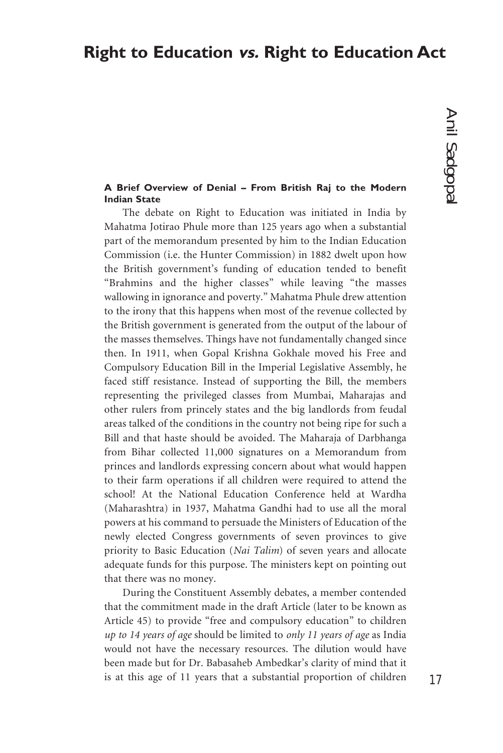# Right to Education *vs.* Right to Education Act

Anil Sadgopal

**A Brief Overview of Denial – From British Raj to the Modern Indian State**

The debate on Right to Education was initiated in India by Mahatma Jotirao Phule more than 125 years ago when a substantial part of the memorandum presented by him to the Indian Education Commission (i.e. the Hunter Commission) in 1882 dwelt upon how the British government's funding of education tended to benefit "Brahmins and the higher classes" while leaving "the masses wallowing in ignorance and poverty." Mahatma Phule drew attention to the irony that this happens when most of the revenue collected by the British government is generated from the output of the labour of the masses themselves. Things have not fundamentally changed since then. In 1911, when Gopal Krishna Gokhale moved his Free and Compulsory Education Bill in the Imperial Legislative Assembly, he faced stiff resistance. Instead of supporting the Bill, the members representing the privileged classes from Mumbai, Maharajas and other rulers from princely states and the big landlords from feudal areas talked of the conditions in the country not being ripe for such a Bill and that haste should be avoided. The Maharaja of Darbhanga from Bihar collected 11,000 signatures on a Memorandum from princes and landlords expressing concern about what would happen to their farm operations if all children were required to attend the school! At the National Education Conference held at Wardha (Maharashtra) in 1937, Mahatma Gandhi had to use all the moral powers at his command to persuade the Ministers of Education of the newly elected Congress governments of seven provinces to give priority to Basic Education (*Nai Talim*) of seven years and allocate adequate funds for this purpose. The ministers kept on pointing out that there was no money.

During the Constituent Assembly debates, a member contended that the commitment made in the draft Article (later to be known as Article 45) to provide "free and compulsory education" to children *up to 14 years of age* should be limited to *only 11 years of age* as India would not have the necessary resources. The dilution would have been made but for Dr. Babasaheb Ambedkar's clarity of mind that it is at this age of 11 years that a substantial proportion of children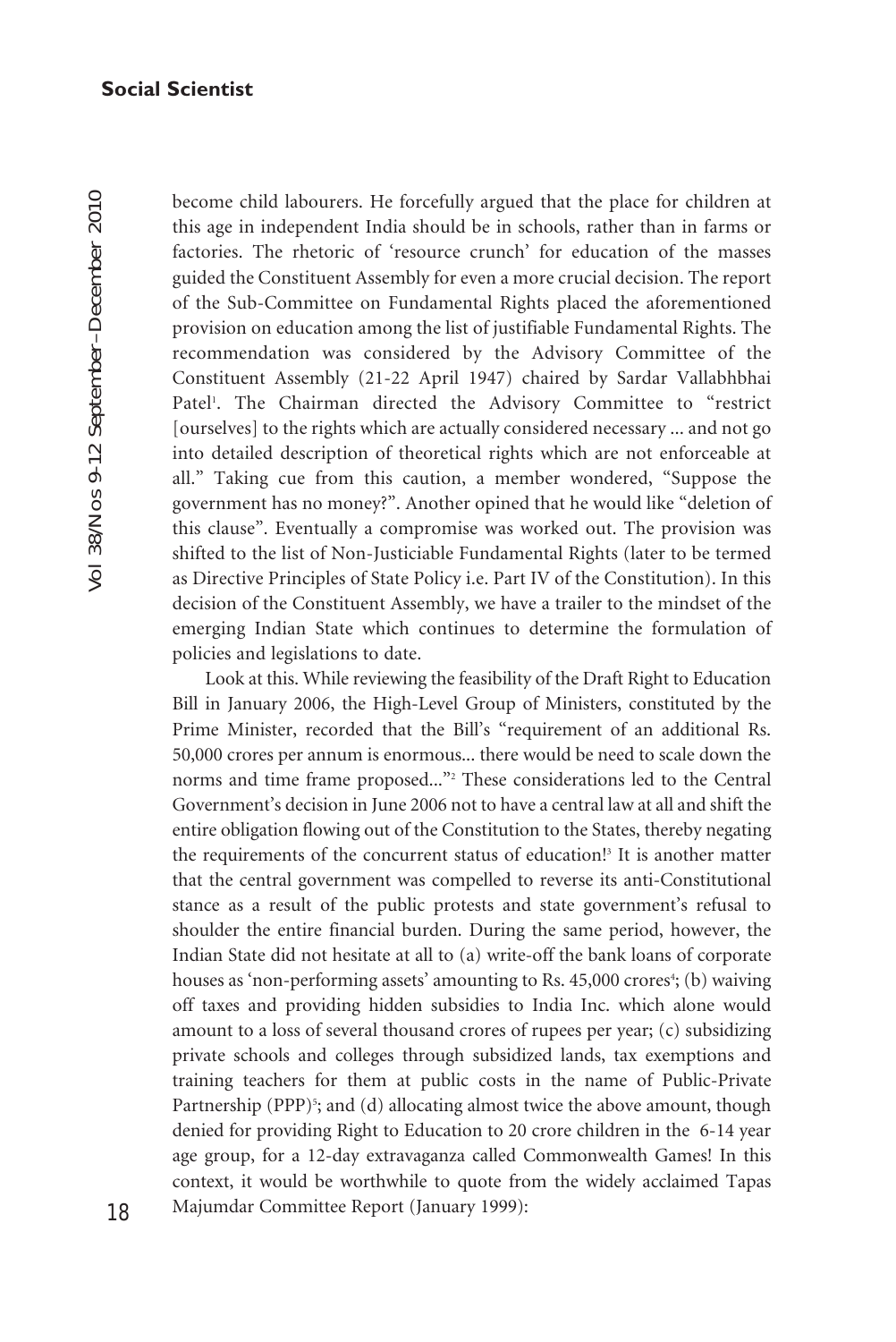become child labourers. He forcefully argued that the place for children at this age in independent India should be in schools, rather than in farms or factories. The rhetoric of 'resource crunch' for education of the masses guided the Constituent Assembly for even a more crucial decision. The report of the Sub-Committee on Fundamental Rights placed the aforementioned provision on education among the list of justifiable Fundamental Rights. The recommendation was considered by the Advisory Committee of the Constituent Assembly (21-22 April 1947) chaired by Sardar Vallabhbhai Patel[1]. The Chairman directed the Advisory Committee to "restrict [ourselves] to the rights which are actually considered necessary ... and not go into detailed description of theoretical rights which are not enforceable at all." Taking cue from this caution, a member wondered, "Suppose the government has no money?". Another opined that he would like "deletion of this clause". Eventually a compromise was worked out. The provision was shifted to the list of Non-Justiciable Fundamental Rights (later to be termed as Directive Principles of State Policy i.e. Part IV of the Constitution). In this decision of the Constituent Assembly, we have a trailer to the mindset of the emerging Indian State which continues to determine the formulation of policies and legislations to date.

Look at this. While reviewing the feasibility of the Draft Right to Education Bill in January 2006, the High-Level Group of Ministers, constituted by the Prime Minister, recorded that the Bill's "requirement of an additional Rs. 50,000 crores per annum is enormous... there would be need to scale down the norms and time frame proposed..."[2] These considerations led to the Central Government's decision in June 2006 not to have a central law at all and shift the entire obligation flowing out of the Constitution to the States, thereby negating the requirements of the concurrent status of education![3] It is another matter that the central government was compelled to reverse its anti-Constitutional stance as a result of the public protests and state government's refusal to shoulder the entire financial burden. During the same period, however, the Indian State did not hesitate at all to (a) write-off the bank loans of corporate houses as 'non-performing assets' amounting to Rs. 45,000 crores[4]; (b) waiving off taxes and providing hidden subsidies to India Inc. which alone would amount to a loss of several thousand crores of rupees per year; (c) subsidizing private schools and colleges through subsidized lands, tax exemptions and training teachers for them at public costs in the name of Public-Private Partnership (PPP)[5]; and (d) allocating almost twice the above amount, though denied for providing Right to Education to 20 crore children in the 6-14 year age group, for a 12-day extravaganza called Commonwealth Games! In this context, it would be worthwhile to quote from the widely acclaimed Tapas Majumdar Committee Report (January 1999):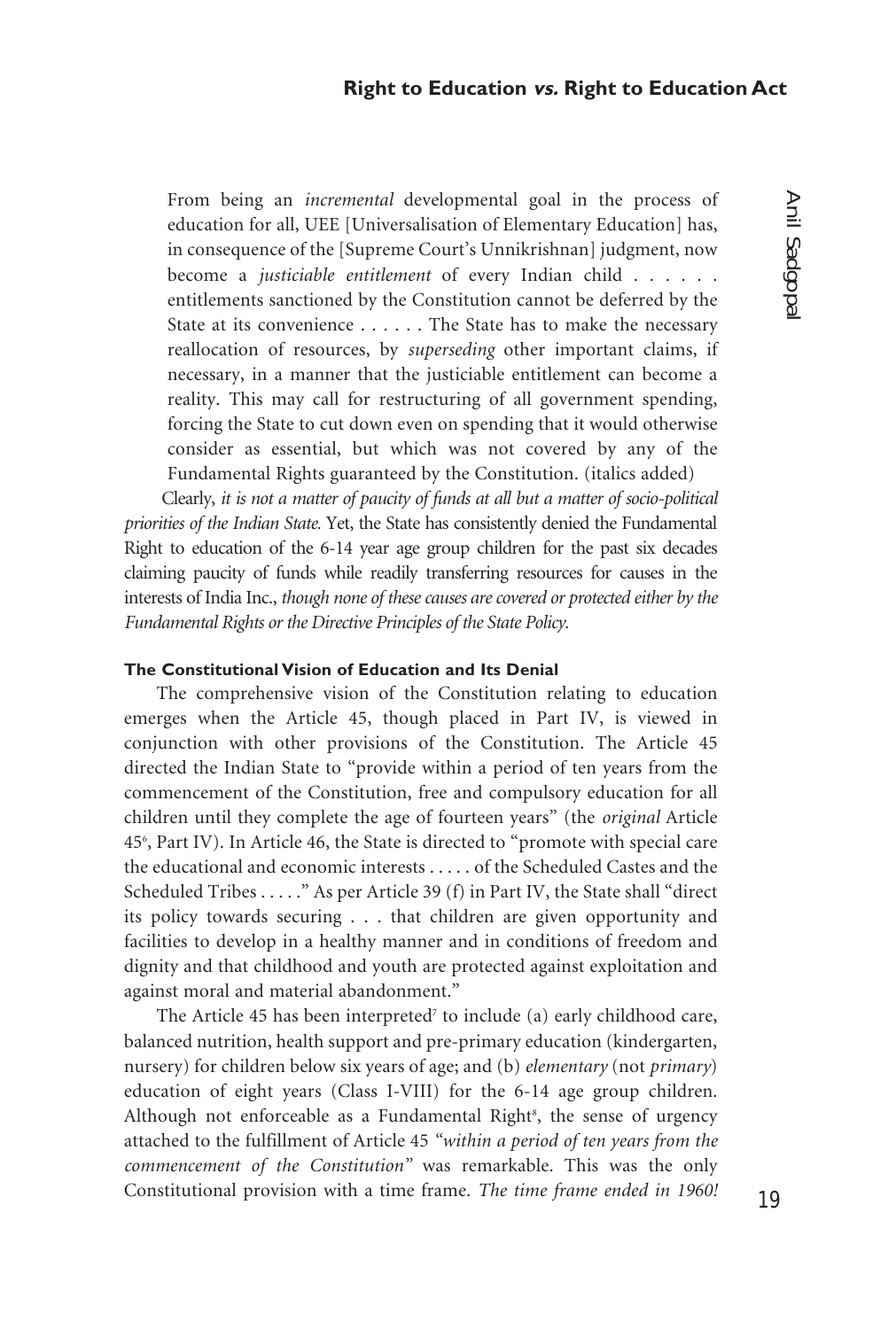> From being an *incremental* developmental goal in the process of education for all, UEE [Universalisation of Elementary Education] has, in consequence of the [Supreme Court's Unnikrishnan] judgment, now become a *justiciable entitlement* of every Indian child . . . . . . entitlements sanctioned by the Constitution cannot be deferred by the State at its convenience . . . . . . The State has to make the necessary reallocation of resources, by *superseding* other important claims, if necessary, in a manner that the justiciable entitlement can become a reality. This may call for restructuring of all government spending, forcing the State to cut down even on spending that it would otherwise consider as essential, but which was not covered by any of the Fundamental Rights guaranteed by the Constitution. (italics added)

Clearly, *it is not a matter of paucity of funds at all but a matter of socio-political priorities of the Indian State.* Yet, the State has consistently denied the Fundamental Right to education of the 6-14 year age group children for the past six decades claiming paucity of funds while readily transferring resources for causes in the interests of India Inc., *though none of these causes are covered or protected either by the Fundamental Rights or the Directive Principles of the State Policy.*

#### The Constitutional Vision of Education and Its Denial

The comprehensive vision of the Constitution relating to education emerges when the Article 45, though placed in Part IV, is viewed in conjunction with other provisions of the Constitution. The Article 45 directed the Indian State to "provide within a period of ten years from the commencement of the Constitution, free and compulsory education for all children until they complete the age of fourteen years" (the *original* Article 45[6], Part IV). In Article 46, the State is directed to "promote with special care the educational and economic interests . . . . . of the Scheduled Castes and the Scheduled Tribes . . . . ." As per Article 39 (f) in Part IV, the State shall "direct its policy towards securing . . . that children are given opportunity and facilities to develop in a healthy manner and in conditions of freedom and dignity and that childhood and youth are protected against exploitation and against moral and material abandonment."

The Article 45 has been interpreted[7] to include (a) early childhood care, balanced nutrition, health support and pre-primary education (kindergarten, nursery) for children below six years of age; and (b) *elementary* (not *primary*) education of eight years (Class I-VIII) for the 6-14 age group children. Although not enforceable as a Fundamental Right[8], the sense of urgency attached to the fulfillment of Article 45 *"within a period of ten years from the commencement of the Constitution"* was remarkable. This was the only Constitutional provision with a time frame. *The time frame ended in 1960!*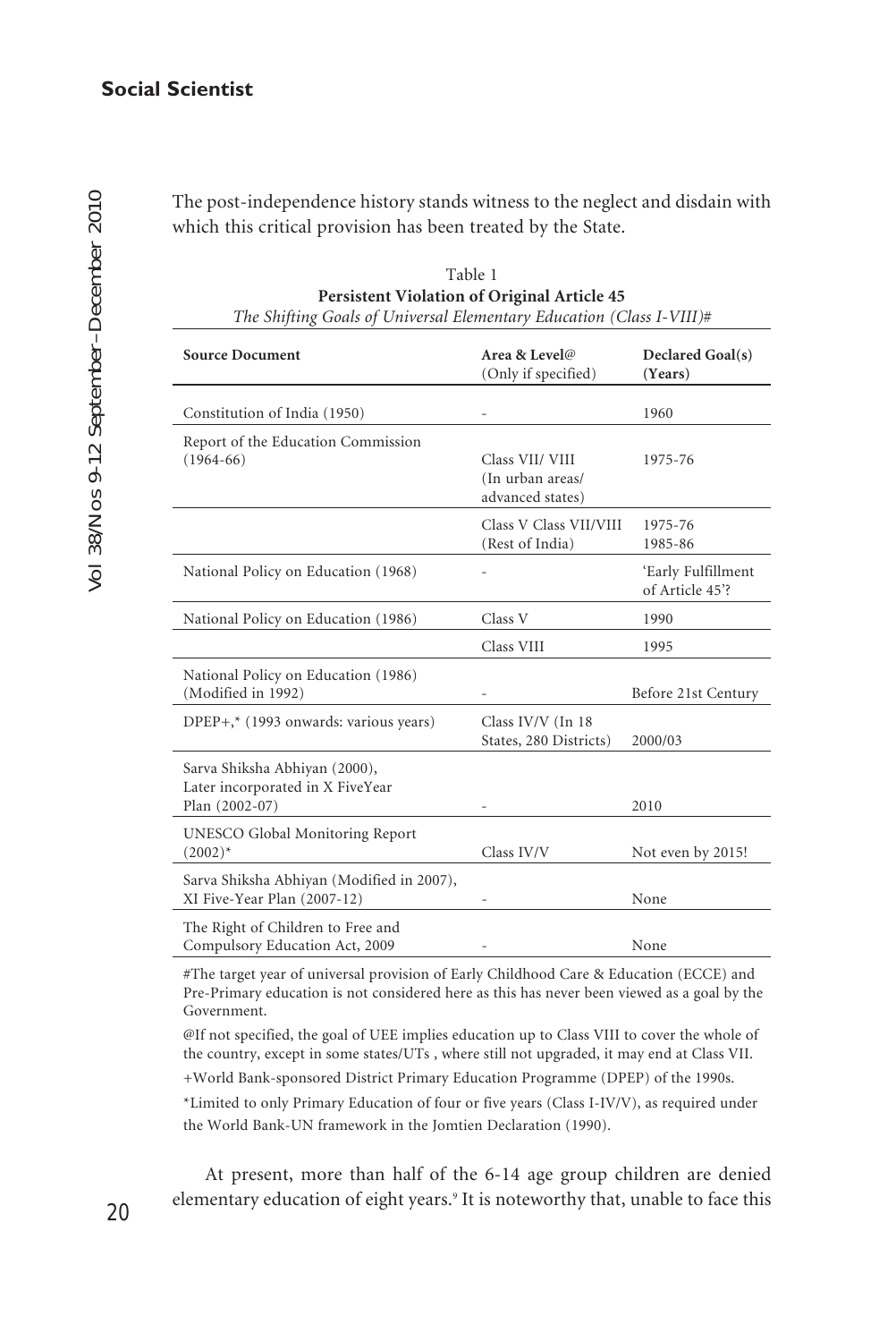The post-independence history stands witness to the neglect and disdain with which this critical provision has been treated by the State.

Table 1
**Persistent Violation of Original Article 45**
*The Shifting Goals of Universal Elementary Education (Class I-VIII)#*

| Source Document | Area & Level@ (Only if specified) | Declared Goal(s) (Years) |
|---|---|---|
| Constitution of India (1950) | - | 1960 |
| Report of the Education Commission (1964-66) | Class VII/ VIII (In urban areas/ advanced states) | 1975-76 |
| | Class V Class VII/VIII (Rest of India) | 1975-76 1985-86 |
| National Policy on Education (1968) | - | 'Early Fulfillment of Article 45'? |
| National Policy on Education (1986) | Class V | 1990 |
| | Class VIII | 1995 |
| National Policy on Education (1986) (Modified in 1992) | - | Before 21st Century |
| DPEP+,* (1993 onwards: various years) | Class IV/V (In 18 States, 280 Districts) | 2000/03 |
| Sarva Shiksha Abhiyan (2000), Later incorporated in X FiveYear Plan (2002-07) | - | 2010 |
| UNESCO Global Monitoring Report (2002)* | Class IV/V | Not even by 2015! |
| Sarva Shiksha Abhiyan (Modified in 2007), XI Five-Year Plan (2007-12) | - | None |
| The Right of Children to Free and Compulsory Education Act, 2009 | - | None |

#The target year of universal provision of Early Childhood Care & Education (ECCE) and Pre-Primary education is not considered here as this has never been viewed as a goal by the Government.

@If not specified, the goal of UEE implies education up to Class VIII to cover the whole of the country, except in some states/UTs , where still not upgraded, it may end at Class VII.

+World Bank-sponsored District Primary Education Programme (DPEP) of the 1990s.

*Limited to only Primary Education of four or five years (Class I-IV/V), as required under the World Bank-UN framework in the Jomtien Declaration (1990).

At present, more than half of the 6-14 age group children are denied elementary education of eight years.[9] It is noteworthy that, unable to face this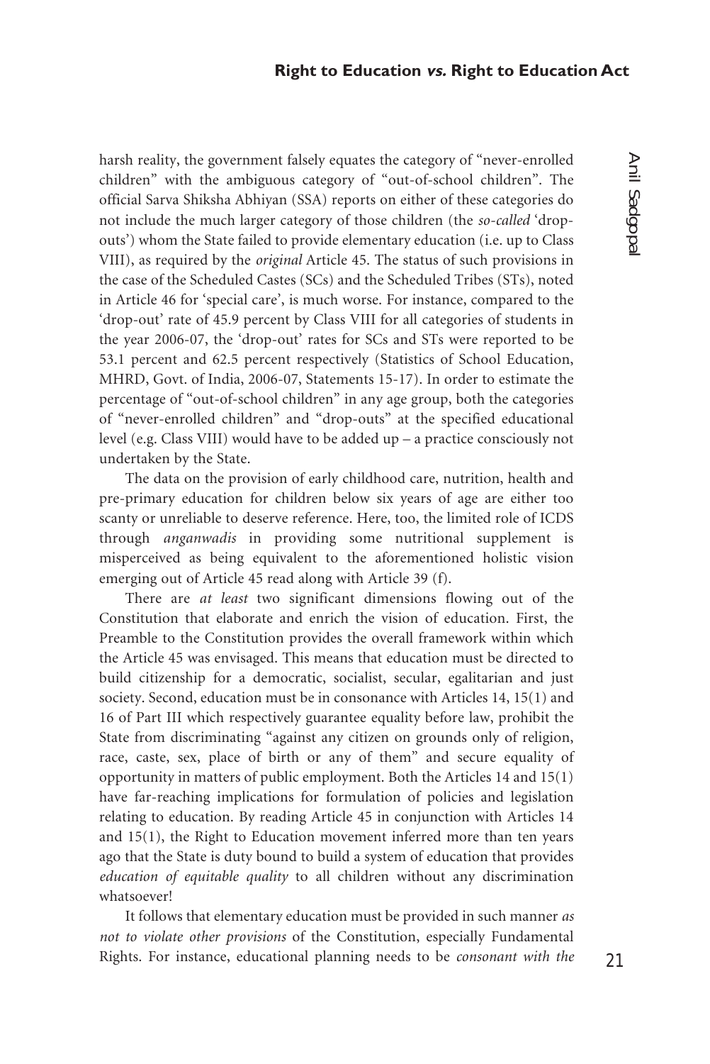harsh reality, the government falsely equates the category of "never-enrolled children" with the ambiguous category of "out-of-school children". The official Sarva Shiksha Abhiyan (SSA) reports on either of these categories do not include the much larger category of those children (the *so-called* 'drop-outs') whom the State failed to provide elementary education (i.e. up to Class VIII), as required by the *original* Article 45. The status of such provisions in the case of the Scheduled Castes (SCs) and the Scheduled Tribes (STs), noted in Article 46 for 'special care', is much worse. For instance, compared to the 'drop-out' rate of 45.9 percent by Class VIII for all categories of students in the year 2006-07, the 'drop-out' rates for SCs and STs were reported to be 53.1 percent and 62.5 percent respectively (Statistics of School Education, MHRD, Govt. of India, 2006-07, Statements 15-17). In order to estimate the percentage of "out-of-school children" in any age group, both the categories of "never-enrolled children" and "drop-outs" at the specified educational level (e.g. Class VIII) would have to be added up – a practice consciously not undertaken by the State.

The data on the provision of early childhood care, nutrition, health and pre-primary education for children below six years of age are either too scanty or unreliable to deserve reference. Here, too, the limited role of ICDS through *anganwadis* in providing some nutritional supplement is misperceived as being equivalent to the aforementioned holistic vision emerging out of Article 45 read along with Article 39 (f).

There are *at least* two significant dimensions flowing out of the Constitution that elaborate and enrich the vision of education. First, the Preamble to the Constitution provides the overall framework within which the Article 45 was envisaged. This means that education must be directed to build citizenship for a democratic, socialist, secular, egalitarian and just society. Second, education must be in consonance with Articles 14, 15(1) and 16 of Part III which respectively guarantee equality before law, prohibit the State from discriminating "against any citizen on grounds only of religion, race, caste, sex, place of birth or any of them" and secure equality of opportunity in matters of public employment. Both the Articles 14 and 15(1) have far-reaching implications for formulation of policies and legislation relating to education. By reading Article 45 in conjunction with Articles 14 and 15(1), the Right to Education movement inferred more than ten years ago that the State is duty bound to build a system of education that provides *education of equitable quality* to all children without any discrimination whatsoever!

It follows that elementary education must be provided in such manner *as not to violate other provisions* of the Constitution, especially Fundamental Rights. For instance, educational planning needs to be *consonant with the*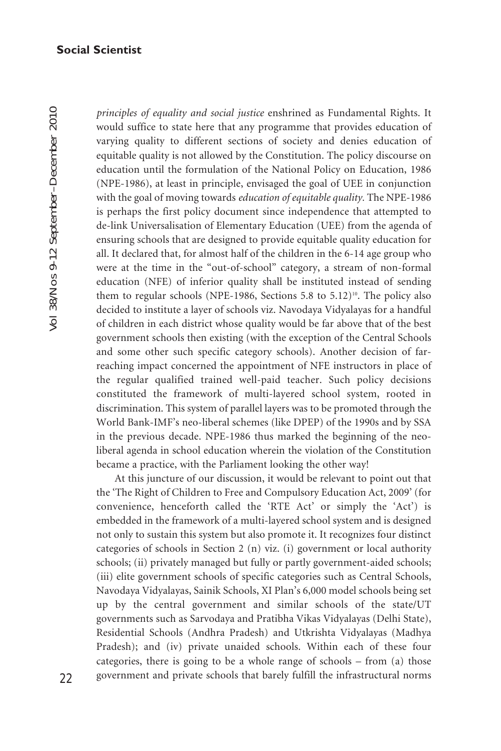*principles of equality and social justice* enshrined as Fundamental Rights. It would suffice to state here that any programme that provides education of varying quality to different sections of society and denies education of equitable quality is not allowed by the Constitution. The policy discourse on education until the formulation of the National Policy on Education, 1986 (NPE-1986), at least in principle, envisaged the goal of UEE in conjunction with the goal of moving towards *education of equitable quality*. The NPE-1986 is perhaps the first policy document since independence that attempted to de-link Universalisation of Elementary Education (UEE) from the agenda of ensuring schools that are designed to provide equitable quality education for all. It declared that, for almost half of the children in the 6-14 age group who were at the time in the "out-of-school" category, a stream of non-formal education (NFE) of inferior quality shall be instituted instead of sending them to regular schools (NPE-1986, Sections 5.8 to 5.12)[10]. The policy also decided to institute a layer of schools viz. Navodaya Vidyalayas for a handful of children in each district whose quality would be far above that of the best government schools then existing (with the exception of the Central Schools and some other such specific category schools). Another decision of far-reaching impact concerned the appointment of NFE instructors in place of the regular qualified trained well-paid teacher. Such policy decisions constituted the framework of multi-layered school system, rooted in discrimination. This system of parallel layers was to be promoted through the World Bank-IMF's neo-liberal schemes (like DPEP) of the 1990s and by SSA in the previous decade. NPE-1986 thus marked the beginning of the neo-liberal agenda in school education wherein the violation of the Constitution became a practice, with the Parliament looking the other way!

At this juncture of our discussion, it would be relevant to point out that the 'The Right of Children to Free and Compulsory Education Act, 2009' (for convenience, henceforth called the 'RTE Act' or simply the 'Act') is embedded in the framework of a multi-layered school system and is designed not only to sustain this system but also promote it. It recognizes four distinct categories of schools in Section 2 (n) viz. (i) government or local authority schools; (ii) privately managed but fully or partly government-aided schools; (iii) elite government schools of specific categories such as Central Schools, Navodaya Vidyalayas, Sainik Schools, XI Plan's 6,000 model schools being set up by the central government and similar schools of the state/UT governments such as Sarvodaya and Pratibha Vikas Vidyalayas (Delhi State), Residential Schools (Andhra Pradesh) and Utkrishta Vidyalayas (Madhya Pradesh); and (iv) private unaided schools. Within each of these four categories, there is going to be a whole range of schools – from (a) those government and private schools that barely fulfill the infrastructural norms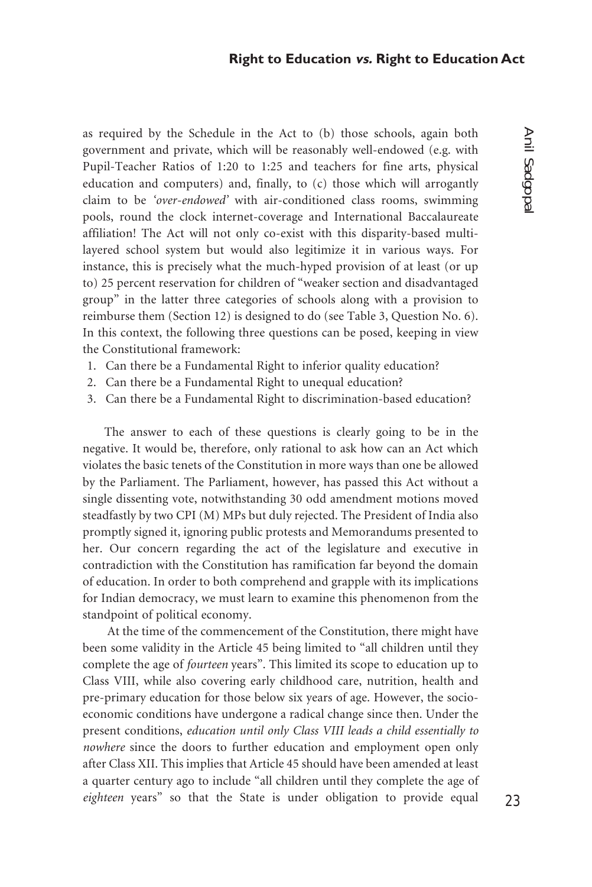as required by the Schedule in the Act to (b) those schools, again both government and private, which will be reasonably well-endowed (e.g. with Pupil-Teacher Ratios of 1:20 to 1:25 and teachers for fine arts, physical education and computers) and, finally, to (c) those which will arrogantly claim to be *'over-endowed'* with air-conditioned class rooms, swimming pools, round the clock internet-coverage and International Baccalaureate affiliation! The Act will not only co-exist with this disparity-based multi-layered school system but would also legitimize it in various ways. For instance, this is precisely what the much-hyped provision of at least (or up to) 25 percent reservation for children of "weaker section and disadvantaged group" in the latter three categories of schools along with a provision to reimburse them (Section 12) is designed to do (see Table 3, Question No. 6). In this context, the following three questions can be posed, keeping in view the Constitutional framework:

1. Can there be a Fundamental Right to inferior quality education?
2. Can there be a Fundamental Right to unequal education?
3. Can there be a Fundamental Right to discrimination-based education?

The answer to each of these questions is clearly going to be in the negative. It would be, therefore, only rational to ask how can an Act which violates the basic tenets of the Constitution in more ways than one be allowed by the Parliament. The Parliament, however, has passed this Act without a single dissenting vote, notwithstanding 30 odd amendment motions moved steadfastly by two CPI (M) MPs but duly rejected. The President of India also promptly signed it, ignoring public protests and Memorandums presented to her. Our concern regarding the act of the legislature and executive in contradiction with the Constitution has ramification far beyond the domain of education. In order to both comprehend and grapple with its implications for Indian democracy, we must learn to examine this phenomenon from the standpoint of political economy.

At the time of the commencement of the Constitution, there might have been some validity in the Article 45 being limited to "all children until they complete the age of *fourteen* years". This limited its scope to education up to Class VIII, while also covering early childhood care, nutrition, health and pre-primary education for those below six years of age. However, the socio-economic conditions have undergone a radical change since then. Under the present conditions, *education until only Class VIII leads a child essentially to nowhere* since the doors to further education and employment open only after Class XII. This implies that Article 45 should have been amended at least a quarter century ago to include "all children until they complete the age of *eighteen* years" so that the State is under obligation to provide equal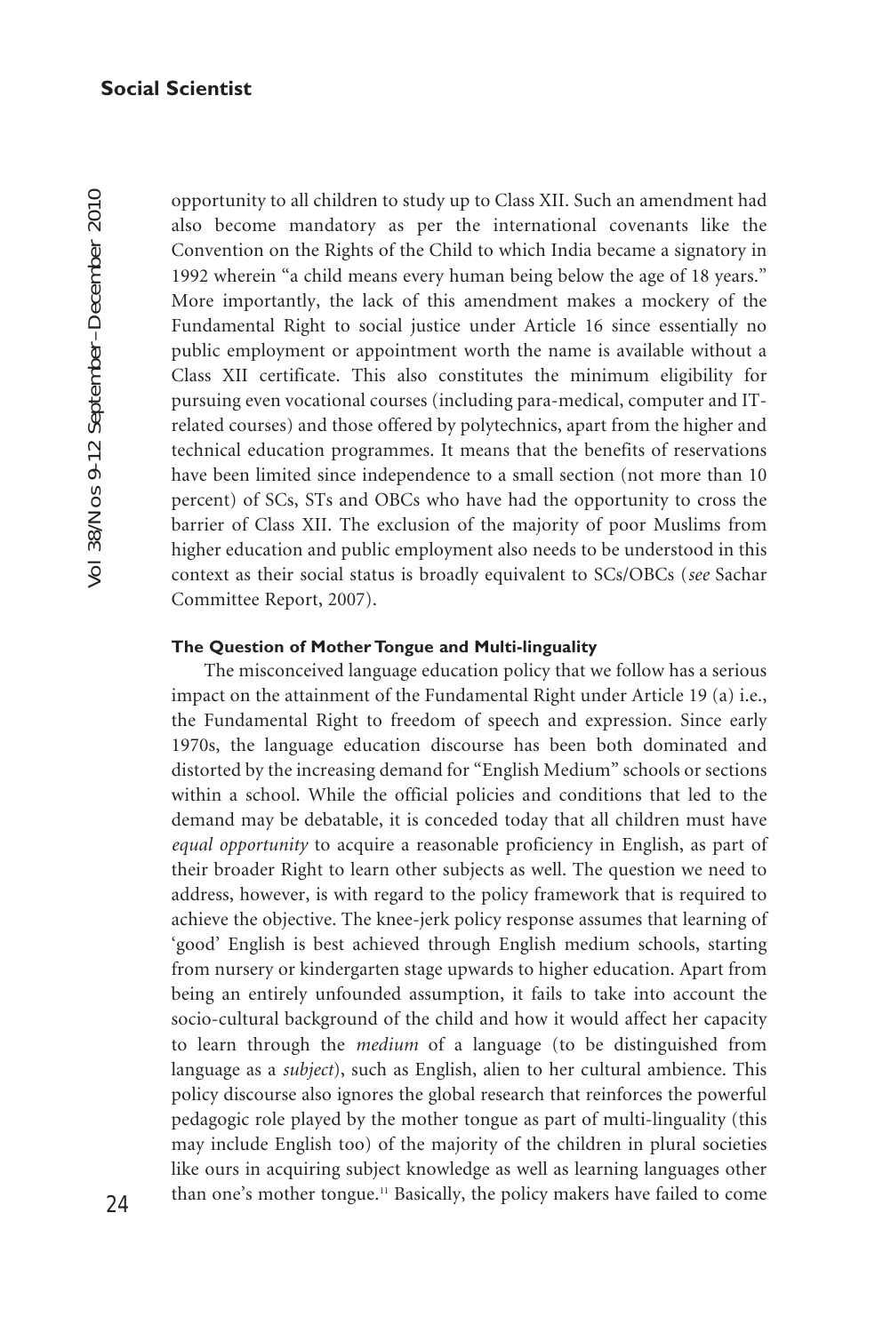opportunity to all children to study up to Class XII. Such an amendment had also become mandatory as per the international covenants like the Convention on the Rights of the Child to which India became a signatory in 1992 wherein "a child means every human being below the age of 18 years." More importantly, the lack of this amendment makes a mockery of the Fundamental Right to social justice under Article 16 since essentially no public employment or appointment worth the name is available without a Class XII certificate. This also constitutes the minimum eligibility for pursuing even vocational courses (including para-medical, computer and IT-related courses) and those offered by polytechnics, apart from the higher and technical education programmes. It means that the benefits of reservations have been limited since independence to a small section (not more than 10 percent) of SCs, STs and OBCs who have had the opportunity to cross the barrier of Class XII. The exclusion of the majority of poor Muslims from higher education and public employment also needs to be understood in this context as their social status is broadly equivalent to SCs/OBCs (*see* Sachar Committee Report, 2007).

#### The Question of Mother Tongue and Multi-linguality

The misconceived language education policy that we follow has a serious impact on the attainment of the Fundamental Right under Article 19 (a) i.e., the Fundamental Right to freedom of speech and expression. Since early 1970s, the language education discourse has been both dominated and distorted by the increasing demand for "English Medium" schools or sections within a school. While the official policies and conditions that led to the demand may be debatable, it is conceded today that all children must have *equal opportunity* to acquire a reasonable proficiency in English, as part of their broader Right to learn other subjects as well. The question we need to address, however, is with regard to the policy framework that is required to achieve the objective. The knee-jerk policy response assumes that learning of 'good' English is best achieved through English medium schools, starting from nursery or kindergarten stage upwards to higher education. Apart from being an entirely unfounded assumption, it fails to take into account the socio-cultural background of the child and how it would affect her capacity to learn through the *medium* of a language (to be distinguished from language as a *subject*), such as English, alien to her cultural ambience. This policy discourse also ignores the global research that reinforces the powerful pedagogic role played by the mother tongue as part of multi-linguality (this may include English too) of the majority of the children in plural societies like ours in acquiring subject knowledge as well as learning languages other than one's mother tongue.[11] Basically, the policy makers have failed to come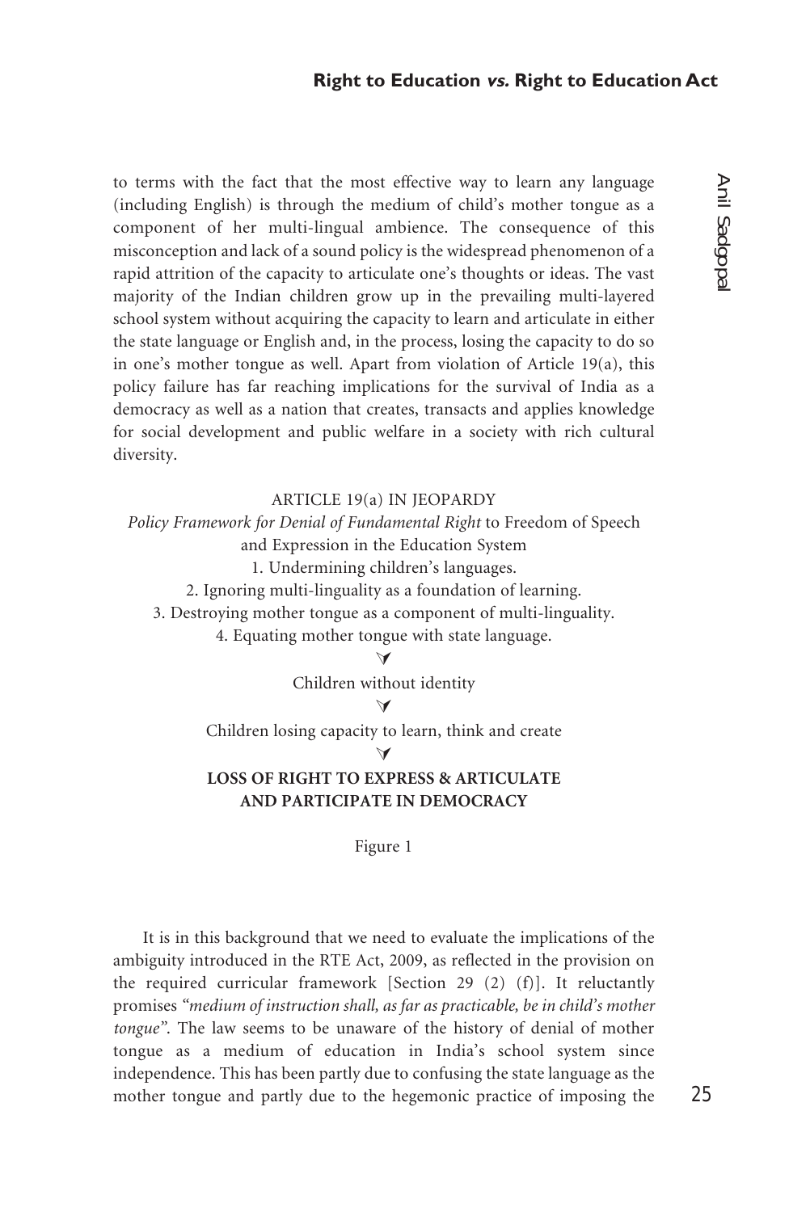to terms with the fact that the most effective way to learn any language (including English) is through the medium of child's mother tongue as a component of her multi-lingual ambience. The consequence of this misconception and lack of a sound policy is the widespread phenomenon of a rapid attrition of the capacity to articulate one's thoughts or ideas. The vast majority of the Indian children grow up in the prevailing multi-layered school system without acquiring the capacity to learn and articulate in either the state language or English and, in the process, losing the capacity to do so in one's mother tongue as well. Apart from violation of Article 19(a), this policy failure has far reaching implications for the survival of India as a democracy as well as a nation that creates, transacts and applies knowledge for social development and public welfare in a society with rich cultural diversity.

ARTICLE 19(a) IN JEOPARDY

*Policy Framework for Denial of Fundamental Right* to Freedom of Speech and Expression in the Education System

1. Undermining children's languages.
2. Ignoring multi-linguality as a foundation of learning.
3. Destroying mother tongue as a component of multi-linguality.
4. Equating mother tongue with state language.

↓

Children without identity

↓

Children losing capacity to learn, think and create

↓

**LOSS OF RIGHT TO EXPRESS & ARTICULATE AND PARTICIPATE IN DEMOCRACY**

Figure 1

It is in this background that we need to evaluate the implications of the ambiguity introduced in the RTE Act, 2009, as reflected in the provision on the required curricular framework [Section 29 (2) (f)]. It reluctantly promises *"medium of instruction shall, as far as practicable, be in child's mother tongue"*. The law seems to be unaware of the history of denial of mother tongue as a medium of education in India's school system since independence. This has been partly due to confusing the state language as the mother tongue and partly due to the hegemonic practice of imposing the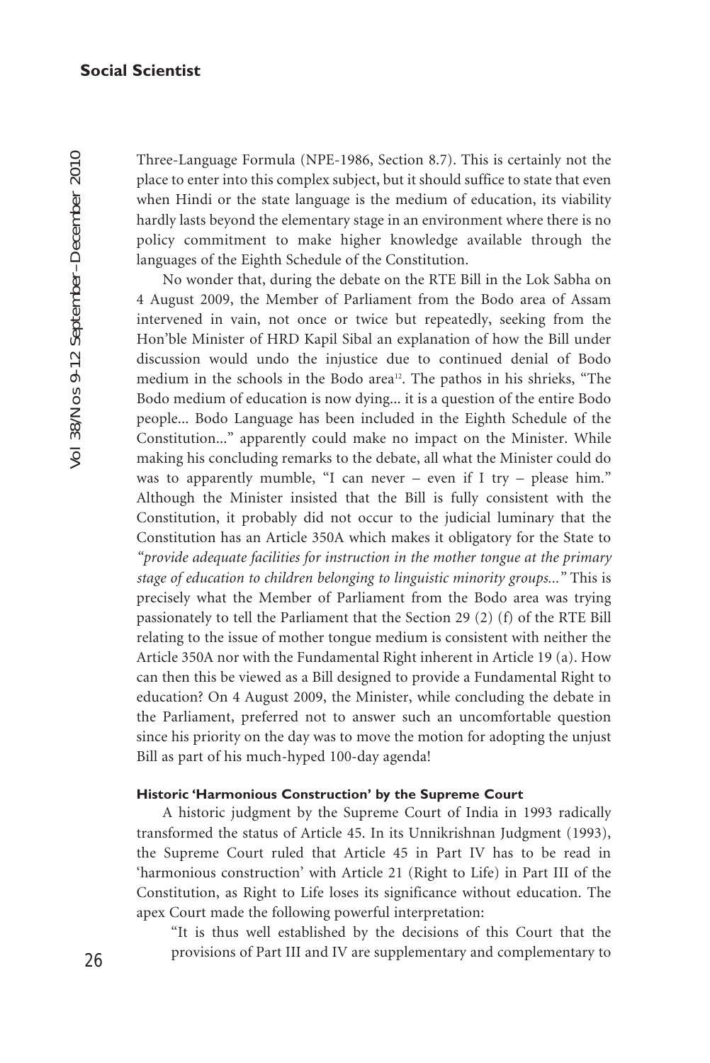Three-Language Formula (NPE-1986, Section 8.7). This is certainly not the place to enter into this complex subject, but it should suffice to state that even when Hindi or the state language is the medium of education, its viability hardly lasts beyond the elementary stage in an environment where there is no policy commitment to make higher knowledge available through the languages of the Eighth Schedule of the Constitution.

No wonder that, during the debate on the RTE Bill in the Lok Sabha on 4 August 2009, the Member of Parliament from the Bodo area of Assam intervened in vain, not once or twice but repeatedly, seeking from the Hon'ble Minister of HRD Kapil Sibal an explanation of how the Bill under discussion would undo the injustice due to continued denial of Bodo medium in the schools in the Bodo area[12]. The pathos in his shrieks, "The Bodo medium of education is now dying... it is a question of the entire Bodo people... Bodo Language has been included in the Eighth Schedule of the Constitution..." apparently could make no impact on the Minister. While making his concluding remarks to the debate, all what the Minister could do was to apparently mumble, "I can never – even if I try – please him." Although the Minister insisted that the Bill is fully consistent with the Constitution, it probably did not occur to the judicial luminary that the Constitution has an Article 350A which makes it obligatory for the State to *"provide adequate facilities for instruction in the mother tongue at the primary stage of education to children belonging to linguistic minority groups..."* This is precisely what the Member of Parliament from the Bodo area was trying passionately to tell the Parliament that the Section 29 (2) (f) of the RTE Bill relating to the issue of mother tongue medium is consistent with neither the Article 350A nor with the Fundamental Right inherent in Article 19 (a). How can then this be viewed as a Bill designed to provide a Fundamental Right to education? On 4 August 2009, the Minister, while concluding the debate in the Parliament, preferred not to answer such an uncomfortable question since his priority on the day was to move the motion for adopting the unjust Bill as part of his much-hyped 100-day agenda!

#### Historic 'Harmonious Construction' by the Supreme Court

A historic judgment by the Supreme Court of India in 1993 radically transformed the status of Article 45. In its Unnikrishnan Judgment (1993), the Supreme Court ruled that Article 45 in Part IV has to be read in 'harmonious construction' with Article 21 (Right to Life) in Part III of the Constitution, as Right to Life loses its significance without education. The apex Court made the following powerful interpretation:

> "It is thus well established by the decisions of this Court that the provisions of Part III and IV are supplementary and complementary to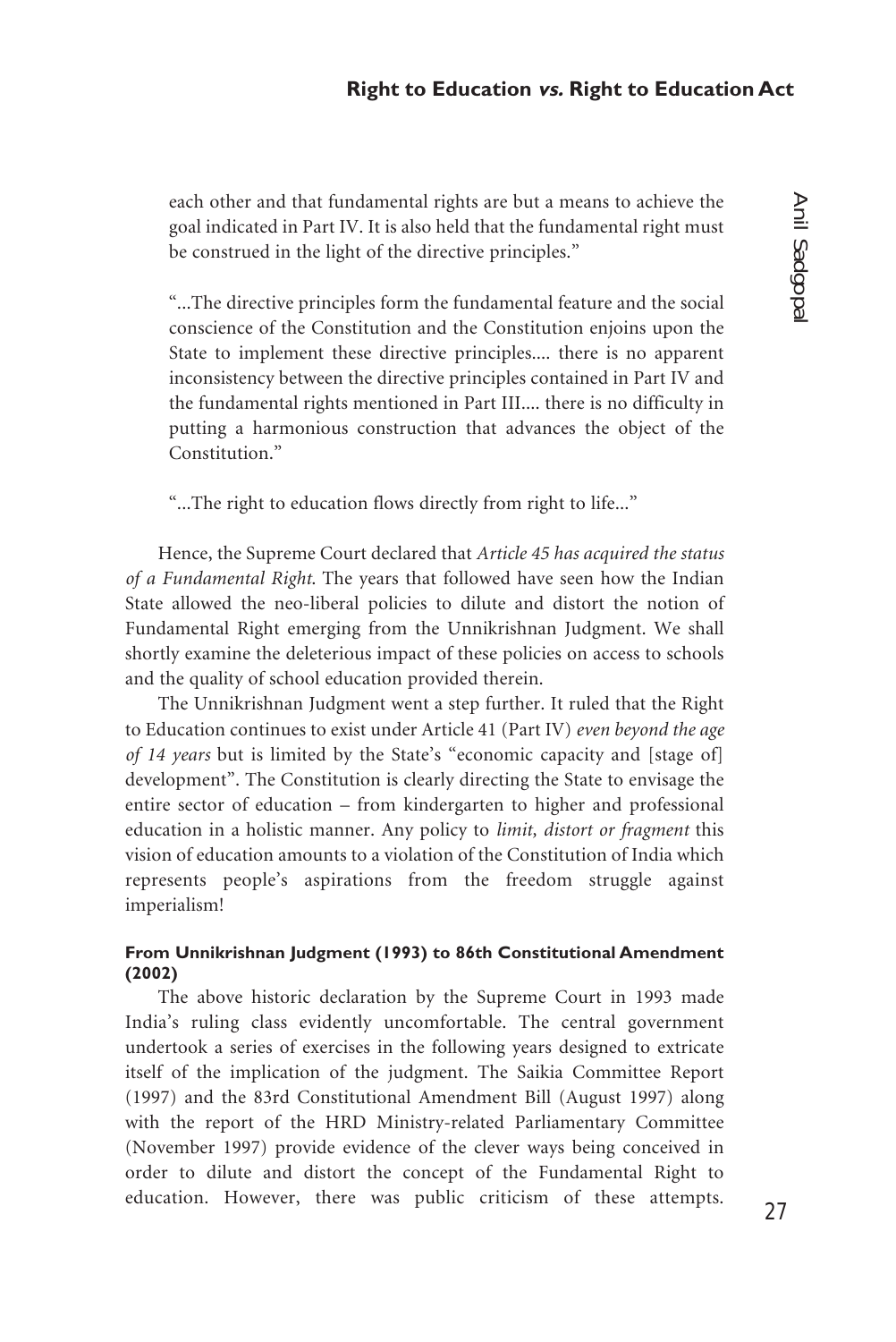each other and that fundamental rights are but a means to achieve the goal indicated in Part IV. It is also held that the fundamental right must be construed in the light of the directive principles."

"...The directive principles form the fundamental feature and the social conscience of the Constitution and the Constitution enjoins upon the State to implement these directive principles.... there is no apparent inconsistency between the directive principles contained in Part IV and the fundamental rights mentioned in Part III.... there is no difficulty in putting a harmonious construction that advances the object of the Constitution."

"...The right to education flows directly from right to life..."

Hence, the Supreme Court declared that *Article 45 has acquired the status of a Fundamental Right*. The years that followed have seen how the Indian State allowed the neo-liberal policies to dilute and distort the notion of Fundamental Right emerging from the Unnikrishnan Judgment. We shall shortly examine the deleterious impact of these policies on access to schools and the quality of school education provided therein.

The Unnikrishnan Judgment went a step further. It ruled that the Right to Education continues to exist under Article 41 (Part IV) *even beyond the age of 14 years* but is limited by the State's "economic capacity and [stage of] development". The Constitution is clearly directing the State to envisage the entire sector of education – from kindergarten to higher and professional education in a holistic manner. Any policy to *limit, distort or fragment* this vision of education amounts to a violation of the Constitution of India which represents people's aspirations from the freedom struggle against imperialism!

#### From Unnikrishnan Judgment (1993) to 86th Constitutional Amendment (2002)

The above historic declaration by the Supreme Court in 1993 made India's ruling class evidently uncomfortable. The central government undertook a series of exercises in the following years designed to extricate itself of the implication of the judgment. The Saikia Committee Report (1997) and the 83rd Constitutional Amendment Bill (August 1997) along with the report of the HRD Ministry-related Parliamentary Committee (November 1997) provide evidence of the clever ways being conceived in order to dilute and distort the concept of the Fundamental Right to education. However, there was public criticism of these attempts.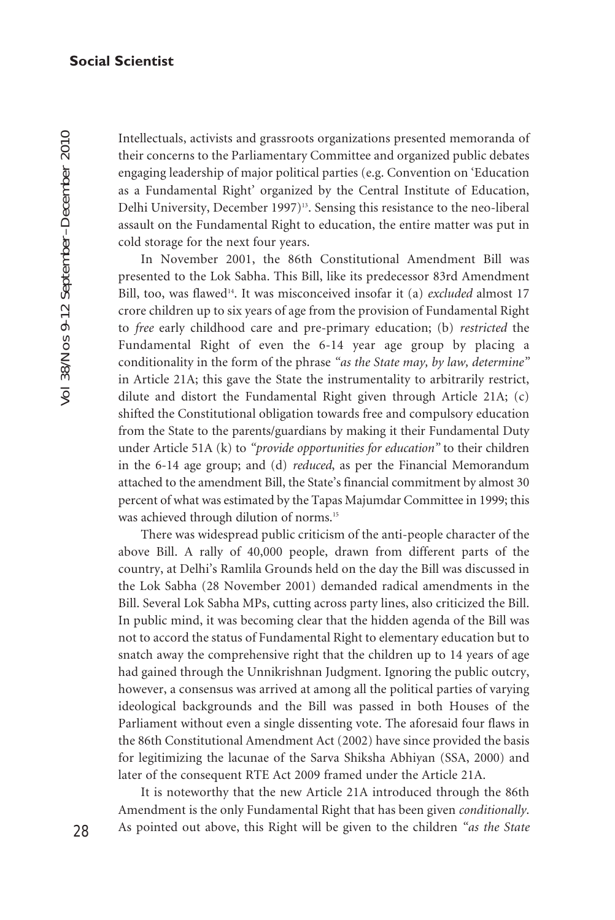Intellectuals, activists and grassroots organizations presented memoranda of their concerns to the Parliamentary Committee and organized public debates engaging leadership of major political parties (e.g. Convention on 'Education as a Fundamental Right' organized by the Central Institute of Education, Delhi University, December 1997)[13]. Sensing this resistance to the neo-liberal assault on the Fundamental Right to education, the entire matter was put in cold storage for the next four years.

In November 2001, the 86th Constitutional Amendment Bill was presented to the Lok Sabha. This Bill, like its predecessor 83rd Amendment Bill, too, was flawed[14]. It was misconceived insofar it (a) *excluded* almost 17 crore children up to six years of age from the provision of Fundamental Right to *free* early childhood care and pre-primary education; (b) *restricted* the Fundamental Right of even the 6-14 year age group by placing a conditionality in the form of the phrase *"as the State may, by law, determine"* in Article 21A; this gave the State the instrumentality to arbitrarily restrict, dilute and distort the Fundamental Right given through Article 21A; (c) shifted the Constitutional obligation towards free and compulsory education from the State to the parents/guardians by making it their Fundamental Duty under Article 51A (k) to *"provide opportunities for education"* to their children in the 6-14 age group; and (d) *reduced*, as per the Financial Memorandum attached to the amendment Bill, the State's financial commitment by almost 30 percent of what was estimated by the Tapas Majumdar Committee in 1999; this was achieved through dilution of norms.[15]

There was widespread public criticism of the anti-people character of the above Bill. A rally of 40,000 people, drawn from different parts of the country, at Delhi's Ramlila Grounds held on the day the Bill was discussed in the Lok Sabha (28 November 2001) demanded radical amendments in the Bill. Several Lok Sabha MPs, cutting across party lines, also criticized the Bill. In public mind, it was becoming clear that the hidden agenda of the Bill was not to accord the status of Fundamental Right to elementary education but to snatch away the comprehensive right that the children up to 14 years of age had gained through the Unnikrishnan Judgment. Ignoring the public outcry, however, a consensus was arrived at among all the political parties of varying ideological backgrounds and the Bill was passed in both Houses of the Parliament without even a single dissenting vote. The aforesaid four flaws in the 86th Constitutional Amendment Act (2002) have since provided the basis for legitimizing the lacunae of the Sarva Shiksha Abhiyan (SSA, 2000) and later of the consequent RTE Act 2009 framed under the Article 21A.

It is noteworthy that the new Article 21A introduced through the 86th Amendment is the only Fundamental Right that has been given *conditionally*. As pointed out above, this Right will be given to the children *"as the State*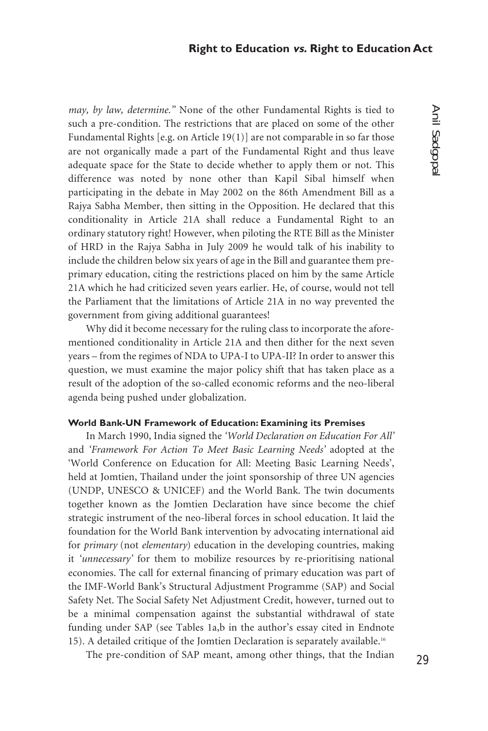*may, by law, determine."* None of the other Fundamental Rights is tied to such a pre-condition. The restrictions that are placed on some of the other Fundamental Rights [e.g. on Article 19(1)] are not comparable in so far those are not organically made a part of the Fundamental Right and thus leave adequate space for the State to decide whether to apply them or not. This difference was noted by none other than Kapil Sibal himself when participating in the debate in May 2002 on the 86th Amendment Bill as a Rajya Sabha Member, then sitting in the Opposition. He declared that this conditionality in Article 21A shall reduce a Fundamental Right to an ordinary statutory right! However, when piloting the RTE Bill as the Minister of HRD in the Rajya Sabha in July 2009 he would talk of his inability to include the children below six years of age in the Bill and guarantee them pre-primary education, citing the restrictions placed on him by the same Article 21A which he had criticized seven years earlier. He, of course, would not tell the Parliament that the limitations of Article 21A in no way prevented the government from giving additional guarantees!

Why did it become necessary for the ruling class to incorporate the aforementioned conditionality in Article 21A and then dither for the next seven years – from the regimes of NDA to UPA-I to UPA-II? In order to answer this question, we must examine the major policy shift that has taken place as a result of the adoption of the so-called economic reforms and the neo-liberal agenda being pushed under globalization.

#### World Bank-UN Framework of Education: Examining its Premises

In March 1990, India signed the *'World Declaration on Education For All'* and *'Framework For Action To Meet Basic Learning Needs'* adopted at the 'World Conference on Education for All: Meeting Basic Learning Needs', held at Jomtien, Thailand under the joint sponsorship of three UN agencies (UNDP, UNESCO & UNICEF) and the World Bank. The twin documents together known as the Jomtien Declaration have since become the chief strategic instrument of the neo-liberal forces in school education. It laid the foundation for the World Bank intervention by advocating international aid for *primary* (not *elementary*) education in the developing countries, making it *'unnecessary'* for them to mobilize resources by re-prioritising national economies. The call for external financing of primary education was part of the IMF-World Bank's Structural Adjustment Programme (SAP) and Social Safety Net. The Social Safety Net Adjustment Credit, however, turned out to be a minimal compensation against the substantial withdrawal of state funding under SAP (see Tables 1a,b in the author's essay cited in Endnote 15). A detailed critique of the Jomtien Declaration is separately available.[16]

The pre-condition of SAP meant, among other things, that the Indian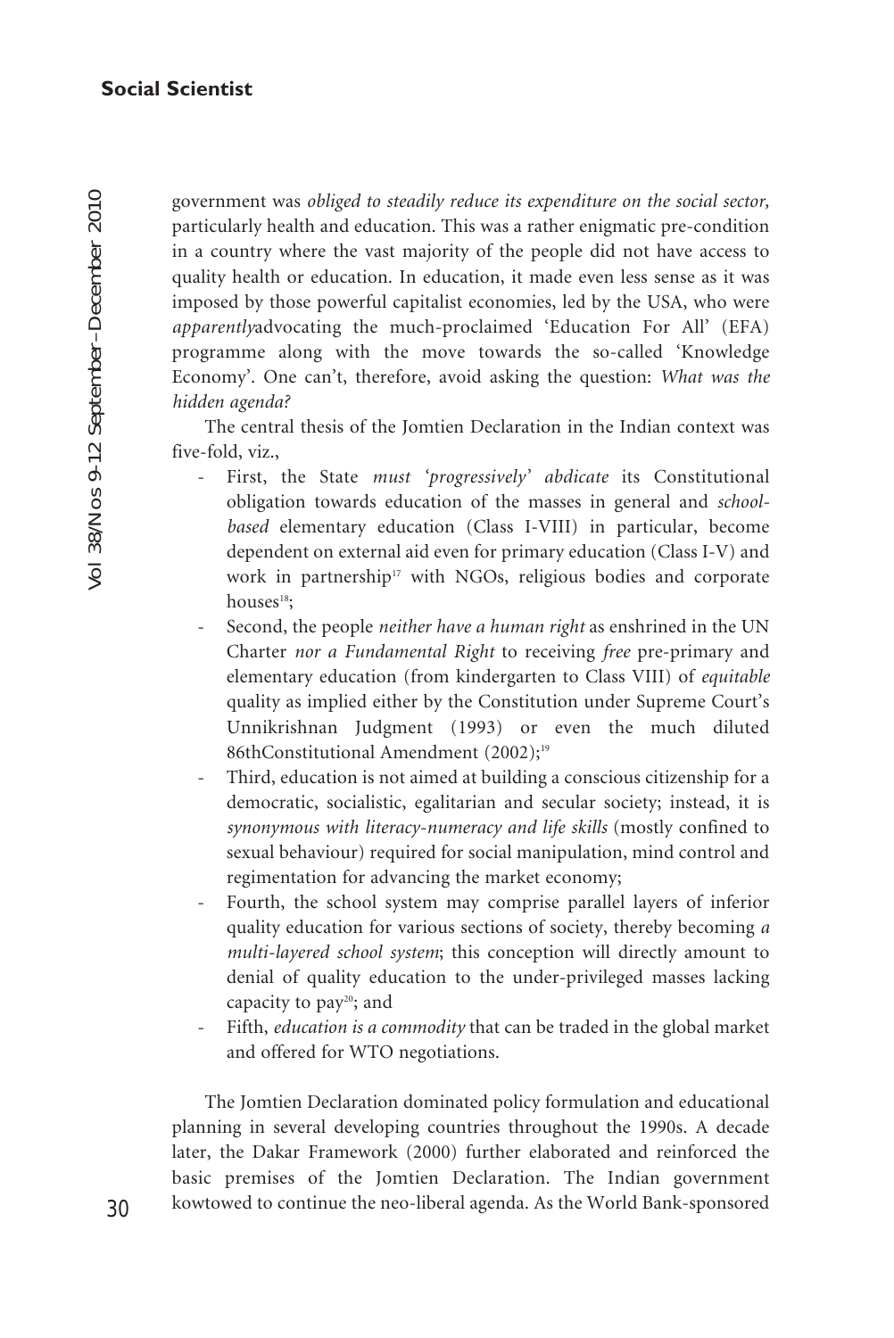government was *obliged to steadily reduce its expenditure on the social sector,* particularly health and education. This was a rather enigmatic pre-condition in a country where the vast majority of the people did not have access to quality health or education. In education, it made even less sense as it was imposed by those powerful capitalist economies, led by the USA, who were *apparently*advocating the much-proclaimed 'Education For All' (EFA) programme along with the move towards the so-called 'Knowledge Economy'. One can't, therefore, avoid asking the question: *What was the hidden agenda?*

The central thesis of the Jomtien Declaration in the Indian context was five-fold, viz.,

- First, the State *must 'progressively' abdicate* its Constitutional obligation towards education of the masses in general and *school-based* elementary education (Class I-VIII) in particular, become dependent on external aid even for primary education (Class I-V) and work in partnership[17] with NGOs, religious bodies and corporate houses[18];
- Second, the people *neither have a human right* as enshrined in the UN Charter *nor a Fundamental Right* to receiving *free* pre-primary and elementary education (from kindergarten to Class VIII) of *equitable* quality as implied either by the Constitution under Supreme Court's Unnikrishnan Judgment (1993) or even the much diluted 86thConstitutional Amendment (2002);[19]
- Third, education is not aimed at building a conscious citizenship for a democratic, socialistic, egalitarian and secular society; instead, it is *synonymous with literacy-numeracy and life skills* (mostly confined to sexual behaviour) required for social manipulation, mind control and regimentation for advancing the market economy;
- Fourth, the school system may comprise parallel layers of inferior quality education for various sections of society, thereby becoming *a multi-layered school system*; this conception will directly amount to denial of quality education to the under-privileged masses lacking capacity to pay[20]; and
- Fifth, *education is a commodity* that can be traded in the global market and offered for WTO negotiations.

The Jomtien Declaration dominated policy formulation and educational planning in several developing countries throughout the 1990s. A decade later, the Dakar Framework (2000) further elaborated and reinforced the basic premises of the Jomtien Declaration. The Indian government kowtowed to continue the neo-liberal agenda. As the World Bank-sponsored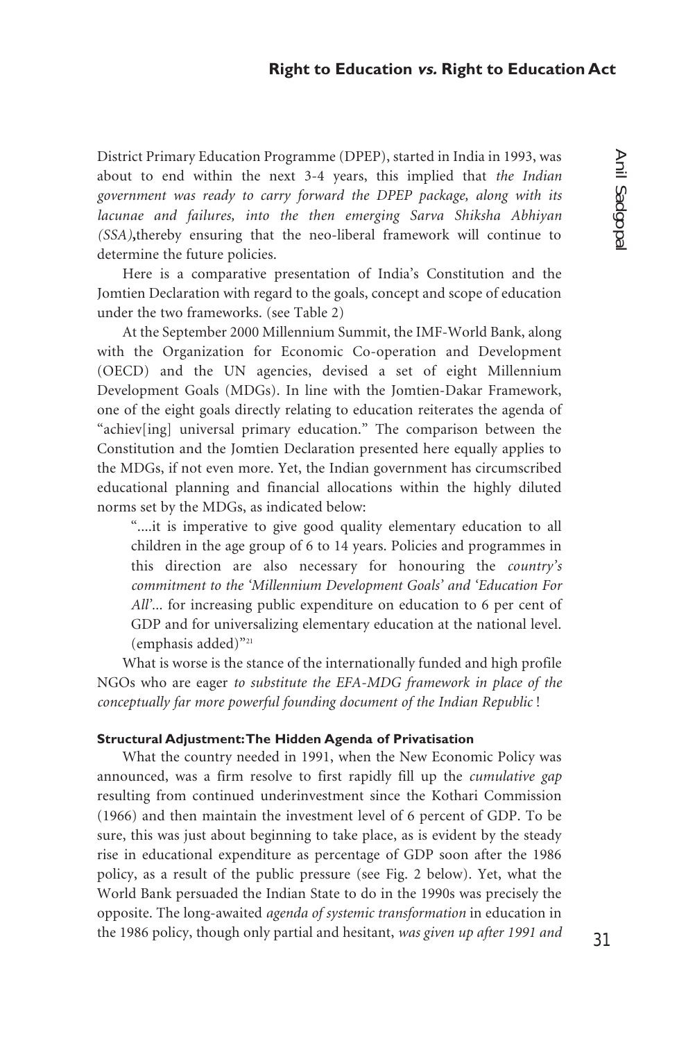District Primary Education Programme (DPEP), started in India in 1993, was about to end within the next 3-4 years, this implied that *the Indian government was ready to carry forward the DPEP package, along with its lacunae and failures, into the then emerging Sarva Shiksha Abhiyan (SSA)*,thereby ensuring that the neo-liberal framework will continue to determine the future policies.

Here is a comparative presentation of India's Constitution and the Jomtien Declaration with regard to the goals, concept and scope of education under the two frameworks. (see Table 2)

At the September 2000 Millennium Summit, the IMF-World Bank, along with the Organization for Economic Co-operation and Development (OECD) and the UN agencies, devised a set of eight Millennium Development Goals (MDGs). In line with the Jomtien-Dakar Framework, one of the eight goals directly relating to education reiterates the agenda of "achiev[ing] universal primary education." The comparison between the Constitution and the Jomtien Declaration presented here equally applies to the MDGs, if not even more. Yet, the Indian government has circumscribed educational planning and financial allocations within the highly diluted norms set by the MDGs, as indicated below:

> "....it is imperative to give good quality elementary education to all children in the age group of 6 to 14 years. Policies and programmes in this direction are also necessary for honouring the *country's commitment to the 'Millennium Development Goals' and 'Education For All'*... for increasing public expenditure on education to 6 per cent of GDP and for universalizing elementary education at the national level. (emphasis added)"[21]

What is worse is the stance of the internationally funded and high profile NGOs who are eager *to substitute the EFA-MDG framework in place of the conceptually far more powerful founding document of the Indian Republic* !

#### Structural Adjustment: The Hidden Agenda of Privatisation

What the country needed in 1991, when the New Economic Policy was announced, was a firm resolve to first rapidly fill up the *cumulative gap* resulting from continued underinvestment since the Kothari Commission (1966) and then maintain the investment level of 6 percent of GDP. To be sure, this was just about beginning to take place, as is evident by the steady rise in educational expenditure as percentage of GDP soon after the 1986 policy, as a result of the public pressure (see Fig. 2 below). Yet, what the World Bank persuaded the Indian State to do in the 1990s was precisely the opposite. The long-awaited *agenda of systemic transformation* in education in the 1986 policy, though only partial and hesitant, *was given up after 1991 and*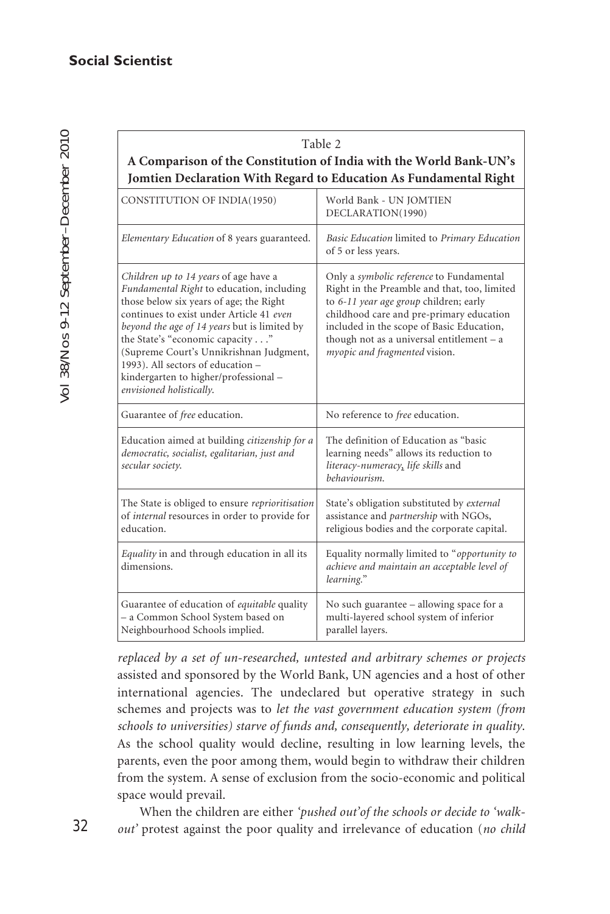Table 2

**A Comparison of the Constitution of India with the World Bank-UN's Jomtien Declaration With Regard to Education As Fundamental Right**

| CONSTITUTION OF INDIA(1950) | World Bank - UN JOMTIEN DECLARATION(1990) |
|---|---|
| *Elementary Education* of 8 years guaranteed. | *Basic Education* limited to *Primary Education* of 5 or less years. |
| *Children up to 14 years* of age have a *Fundamental Right* to education, including those below six years of age; the Right continues to exist under Article 41 *even beyond the age of 14 years* but is limited by the State's "economic capacity . . ." (Supreme Court's Unnikrishnan Judgment, 1993). All sectors of education – kindergarten to higher/professional – *envisioned holistically*. | Only a *symbolic reference* to Fundamental Right in the Preamble and that, too, limited to *6-11 year age group* children; early childhood care and pre-primary education included in the scope of Basic Education, though not as a universal entitlement – a *myopic and fragmented* vision. |
| Guarantee of *free* education. | No reference to *free* education. |
| Education aimed at building *citizenship for a democratic, socialist, egalitarian, just and secular society*. | The definition of Education as "basic learning needs" allows its reduction to *literacy-numeracy, life skills* and *behaviourism*. |
| The State is obliged to ensure *reprioritisation* of *internal* resources in order to provide for education. | State's obligation substituted by *external* assistance and *partnership* with NGOs, religious bodies and the corporate capital. |
| *Equality* in and through education in all its dimensions. | Equality normally limited to "*opportunity to achieve and maintain an acceptable level of learning.*" |
| Guarantee of education of *equitable* quality – a Common School System based on Neighbourhood Schools implied. | No such guarantee – allowing space for a multi-layered school system of inferior parallel layers. |

*replaced by a set of un-researched, untested and arbitrary schemes or projects* assisted and sponsored by the World Bank, UN agencies and a host of other international agencies. The undeclared but operative strategy in such schemes and projects was to *let the vast government education system (from schools to universities) starve of funds and, consequently, deteriorate in quality*. As the school quality would decline, resulting in low learning levels, the parents, even the poor among them, would begin to withdraw their children from the system. A sense of exclusion from the socio-economic and political space would prevail.

When the children are either *'pushed out' of the schools or decide to 'walk-out'* protest against the poor quality and irrelevance of education (*no child*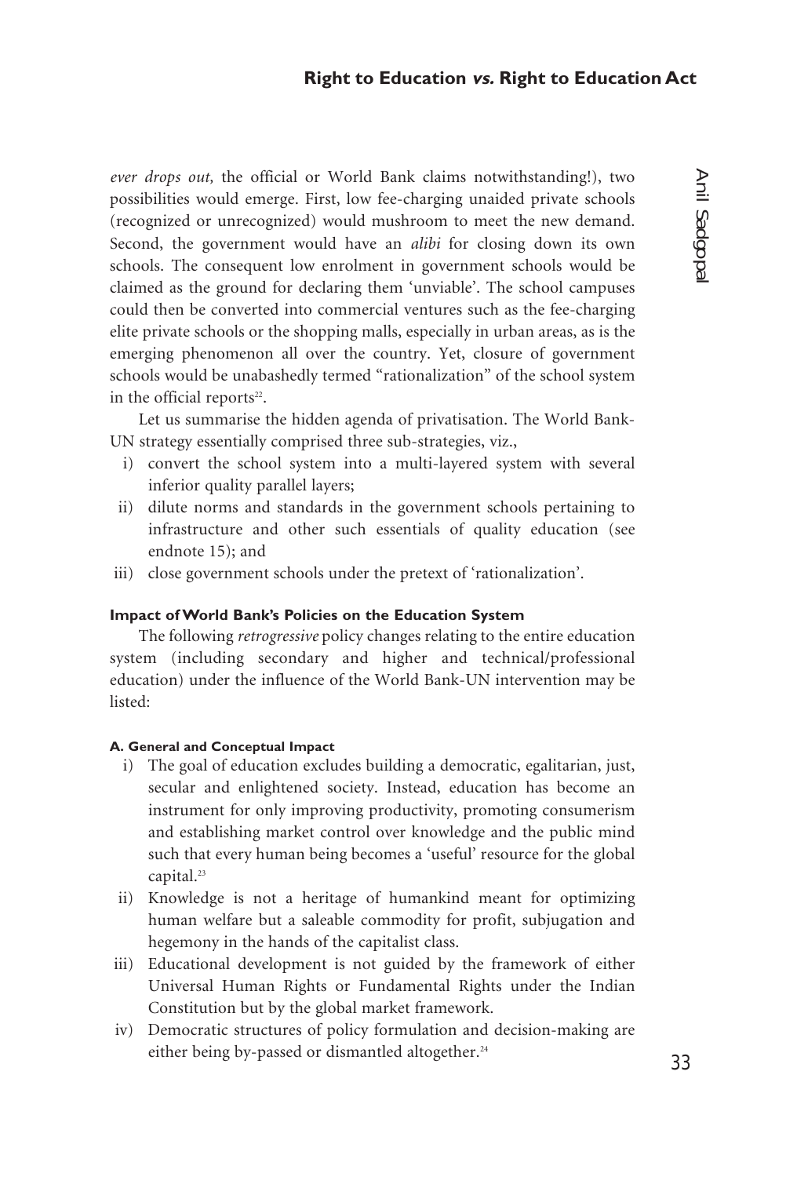*ever drops out,* the official or World Bank claims notwithstanding!), two possibilities would emerge. First, low fee-charging unaided private schools (recognized or unrecognized) would mushroom to meet the new demand. Second, the government would have an *alibi* for closing down its own schools. The consequent low enrolment in government schools would be claimed as the ground for declaring them 'unviable'. The school campuses could then be converted into commercial ventures such as the fee-charging elite private schools or the shopping malls, especially in urban areas, as is the emerging phenomenon all over the country. Yet, closure of government schools would be unabashedly termed "rationalization" of the school system in the official reports[22].

Let us summarise the hidden agenda of privatisation. The World Bank-UN strategy essentially comprised three sub-strategies, viz.,

i) convert the school system into a multi-layered system with several inferior quality parallel layers;
ii) dilute norms and standards in the government schools pertaining to infrastructure and other such essentials of quality education (see endnote 15); and
iii) close government schools under the pretext of 'rationalization'.

#### Impact of World Bank's Policies on the Education System

The following *retrogressive* policy changes relating to the entire education system (including secondary and higher and technical/professional education) under the influence of the World Bank-UN intervention may be listed:

##### A. General and Conceptual Impact

i) The goal of education excludes building a democratic, egalitarian, just, secular and enlightened society. Instead, education has become an instrument for only improving productivity, promoting consumerism and establishing market control over knowledge and the public mind such that every human being becomes a 'useful' resource for the global capital.[23]
ii) Knowledge is not a heritage of humankind meant for optimizing human welfare but a saleable commodity for profit, subjugation and hegemony in the hands of the capitalist class.
iii) Educational development is not guided by the framework of either Universal Human Rights or Fundamental Rights under the Indian Constitution but by the global market framework.
iv) Democratic structures of policy formulation and decision-making are either being by-passed or dismantled altogether.[24]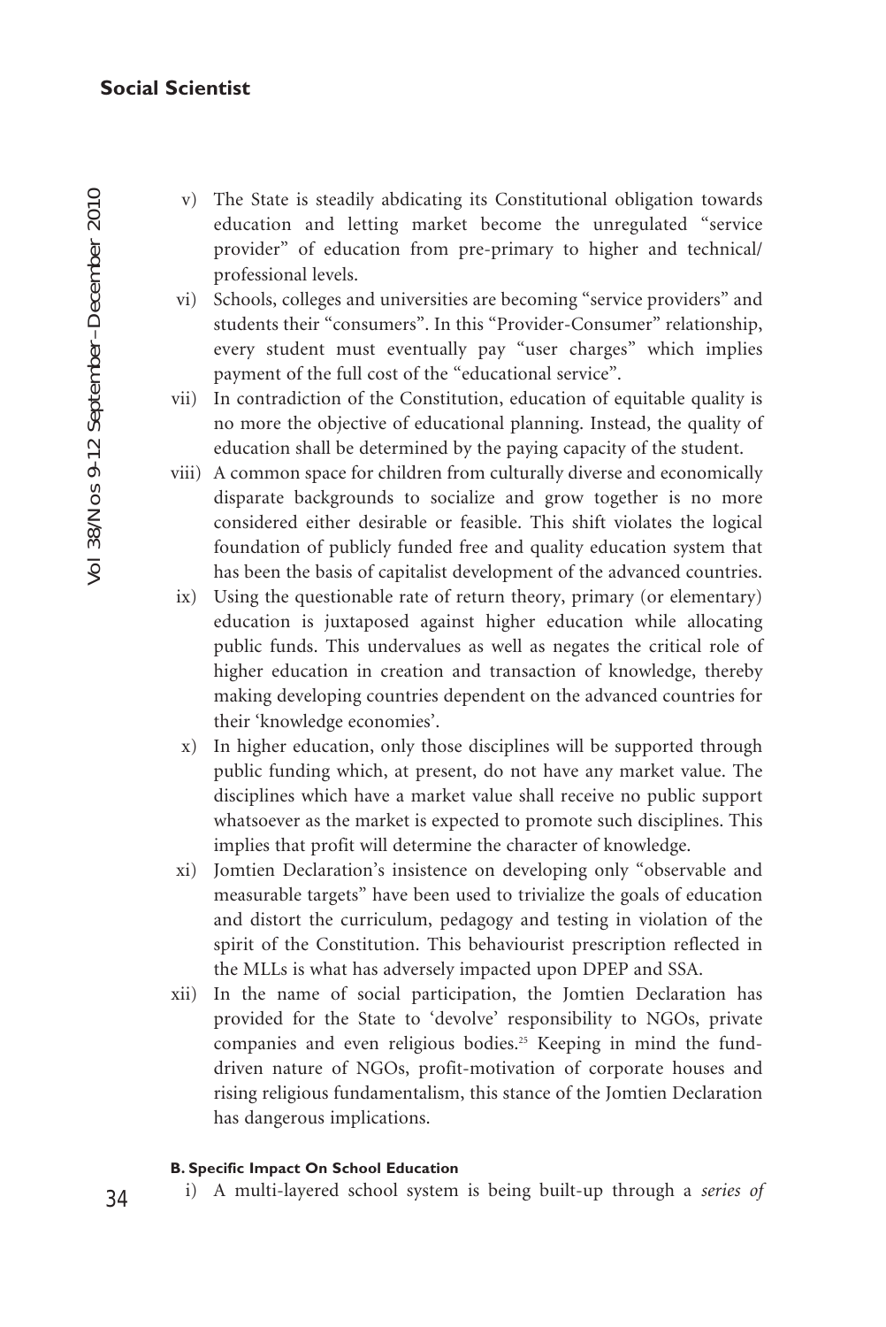v) The State is steadily abdicating its Constitutional obligation towards education and letting market become the unregulated "service provider" of education from pre-primary to higher and technical/ professional levels.

vi) Schools, colleges and universities are becoming "service providers" and students their "consumers". In this "Provider-Consumer" relationship, every student must eventually pay "user charges" which implies payment of the full cost of the "educational service".

vii) In contradiction of the Constitution, education of equitable quality is no more the objective of educational planning. Instead, the quality of education shall be determined by the paying capacity of the student.

viii) A common space for children from culturally diverse and economically disparate backgrounds to socialize and grow together is no more considered either desirable or feasible. This shift violates the logical foundation of publicly funded free and quality education system that has been the basis of capitalist development of the advanced countries.

ix) Using the questionable rate of return theory, primary (or elementary) education is juxtaposed against higher education while allocating public funds. This undervalues as well as negates the critical role of higher education in creation and transaction of knowledge, thereby making developing countries dependent on the advanced countries for their 'knowledge economies'.

x) In higher education, only those disciplines will be supported through public funding which, at present, do not have any market value. The disciplines which have a market value shall receive no public support whatsoever as the market is expected to promote such disciplines. This implies that profit will determine the character of knowledge.

xi) Jomtien Declaration's insistence on developing only "observable and measurable targets" have been used to trivialize the goals of education and distort the curriculum, pedagogy and testing in violation of the spirit of the Constitution. This behaviourist prescription reflected in the MLLs is what has adversely impacted upon DPEP and SSA.

xii) In the name of social participation, the Jomtien Declaration has provided for the State to 'devolve' responsibility to NGOs, private companies and even religious bodies.[25] Keeping in mind the fund-driven nature of NGOs, profit-motivation of corporate houses and rising religious fundamentalism, this stance of the Jomtien Declaration has dangerous implications.

#### B. Specific Impact On School Education

i) A multi-layered school system is being built-up through a *series of*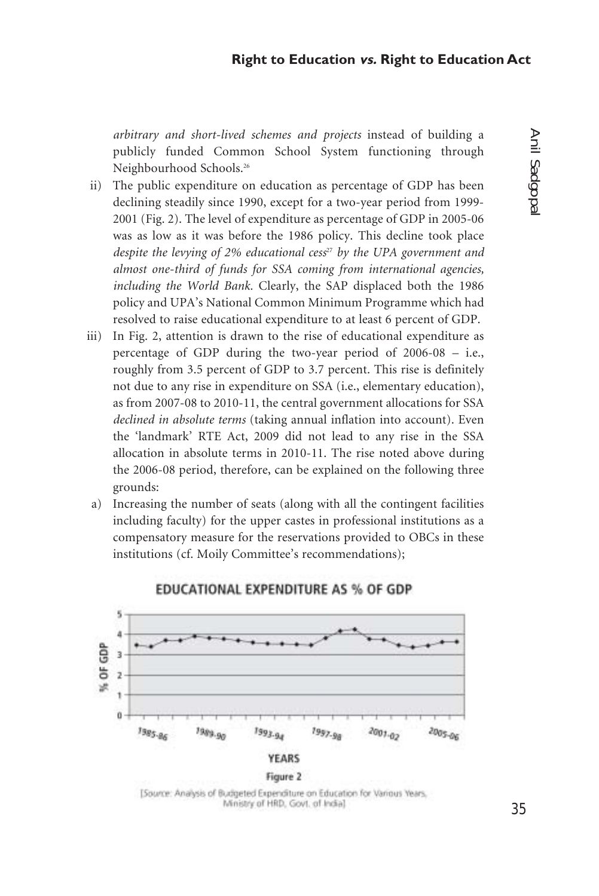*arbitrary and short-lived schemes and projects* instead of building a publicly funded Common School System functioning through Neighbourhood Schools.[26]

ii) The public expenditure on education as percentage of GDP has been declining steadily since 1990, except for a two-year period from 1999-2001 (Fig. 2). The level of expenditure as percentage of GDP in 2005-06 was as low as it was before the 1986 policy. This decline took place *despite the levying of 2% educational cess*[27] *by the UPA government and almost one-third of funds for SSA coming from international agencies, including the World Bank.* Clearly, the SAP displaced both the 1986 policy and UPA's National Common Minimum Programme which had resolved to raise educational expenditure to at least 6 percent of GDP.

iii) In Fig. 2, attention is drawn to the rise of educational expenditure as percentage of GDP during the two-year period of 2006-08 – i.e., roughly from 3.5 percent of GDP to 3.7 percent. This rise is definitely not due to any rise in expenditure on SSA (i.e., elementary education), as from 2007-08 to 2010-11, the central government allocations for SSA *declined in absolute terms* (taking annual inflation into account). Even the 'landmark' RTE Act, 2009 did not lead to any rise in the SSA allocation in absolute terms in 2010-11. The rise noted above during the 2006-08 period, therefore, can be explained on the following three grounds:

a) Increasing the number of seats (along with all the contingent facilities including faculty) for the upper castes in professional institutions as a compensatory measure for the reservations provided to OBCs in these institutions (cf. Moily Committee's recommendations);

**EDUCATIONAL EXPENDITURE AS % OF GDP**

Figure 2

[Source: Analysis of Budgeted Expenditure on Education for Various Years, Ministry of HRD, Govt. of India]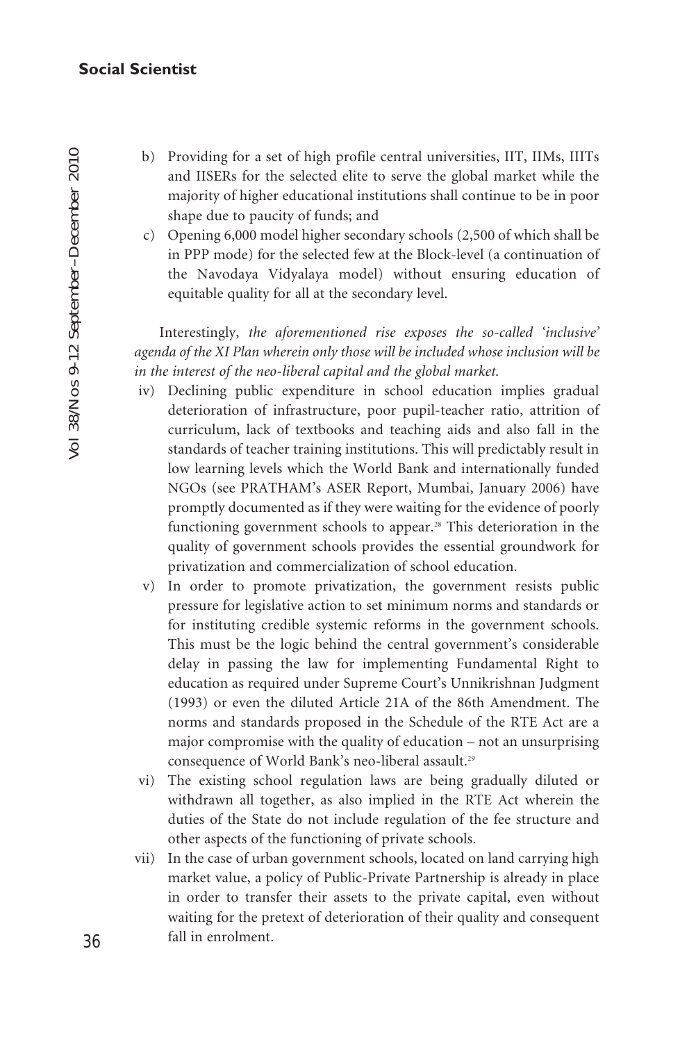b) Providing for a set of high profile central universities, IIT, IIMs, IIITs and IISERs for the selected elite to serve the global market while the majority of higher educational institutions shall continue to be in poor shape due to paucity of funds; and

c) Opening 6,000 model higher secondary schools (2,500 of which shall be in PPP mode) for the selected few at the Block-level (a continuation of the Navodaya Vidyalaya model) without ensuring education of equitable quality for all at the secondary level.

Interestingly, *the aforementioned rise exposes the so-called 'inclusive' agenda of the XI Plan wherein only those will be included whose inclusion will be in the interest of the neo-liberal capital and the global market.*

iv) Declining public expenditure in school education implies gradual deterioration of infrastructure, poor pupil-teacher ratio, attrition of curriculum, lack of textbooks and teaching aids and also fall in the standards of teacher training institutions. This will predictably result in low learning levels which the World Bank and internationally funded NGOs (see PRATHAM's ASER Report, Mumbai, January 2006) have promptly documented as if they were waiting for the evidence of poorly functioning government schools to appear.[28] This deterioration in the quality of government schools provides the essential groundwork for privatization and commercialization of school education.

v) In order to promote privatization, the government resists public pressure for legislative action to set minimum norms and standards or for instituting credible systemic reforms in the government schools. This must be the logic behind the central government's considerable delay in passing the law for implementing Fundamental Right to education as required under Supreme Court's Unnikrishnan Judgment (1993) or even the diluted Article 21A of the 86th Amendment. The norms and standards proposed in the Schedule of the RTE Act are a major compromise with the quality of education – not an unsurprising consequence of World Bank's neo-liberal assault.[29]

vi) The existing school regulation laws are being gradually diluted or withdrawn all together, as also implied in the RTE Act wherein the duties of the State do not include regulation of the fee structure and other aspects of the functioning of private schools.

vii) In the case of urban government schools, located on land carrying high market value, a policy of Public-Private Partnership is already in place in order to transfer their assets to the private capital, even without waiting for the pretext of deterioration of their quality and consequent fall in enrolment.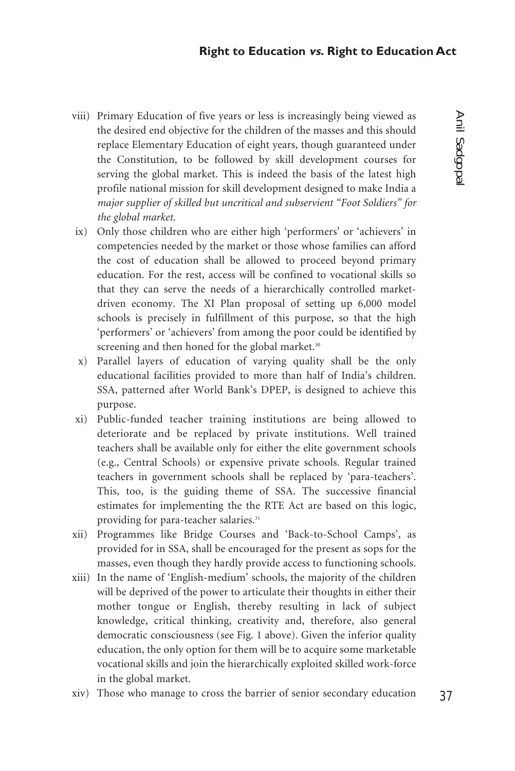viii) Primary Education of five years or less is increasingly being viewed as the desired end objective for the children of the masses and this should replace Elementary Education of eight years, though guaranteed under the Constitution, to be followed by skill development courses for serving the global market. This is indeed the basis of the latest high profile national mission for skill development designed to make India a *major supplier of skilled but uncritical and subservient "Foot Soldiers" for the global market.*

ix) Only those children who are either high 'performers' or 'achievers' in competencies needed by the market or those whose families can afford the cost of education shall be allowed to proceed beyond primary education. For the rest, access will be confined to vocational skills so that they can serve the needs of a hierarchically controlled market-driven economy. The XI Plan proposal of setting up 6,000 model schools is precisely in fulfillment of this purpose, so that the high 'performers' or 'achievers' from among the poor could be identified by screening and then honed for the global market.[30]

x) Parallel layers of education of varying quality shall be the only educational facilities provided to more than half of India's children. SSA, patterned after World Bank's DPEP, is designed to achieve this purpose.

xi) Public-funded teacher training institutions are being allowed to deteriorate and be replaced by private institutions. Well trained teachers shall be available only for either the elite government schools (e.g., Central Schools) or expensive private schools. Regular trained teachers in government schools shall be replaced by 'para-teachers'. This, too, is the guiding theme of SSA. The successive financial estimates for implementing the the RTE Act are based on this logic, providing for para-teacher salaries.[31]

xii) Programmes like Bridge Courses and 'Back-to-School Camps', as provided for in SSA, shall be encouraged for the present as sops for the masses, even though they hardly provide access to functioning schools.

xiii) In the name of 'English-medium' schools, the majority of the children will be deprived of the power to articulate their thoughts in either their mother tongue or English, thereby resulting in lack of subject knowledge, critical thinking, creativity and, therefore, also general democratic consciousness (see Fig. 1 above). Given the inferior quality education, the only option for them will be to acquire some marketable vocational skills and join the hierarchically exploited skilled work-force in the global market.

xiv) Those who manage to cross the barrier of senior secondary education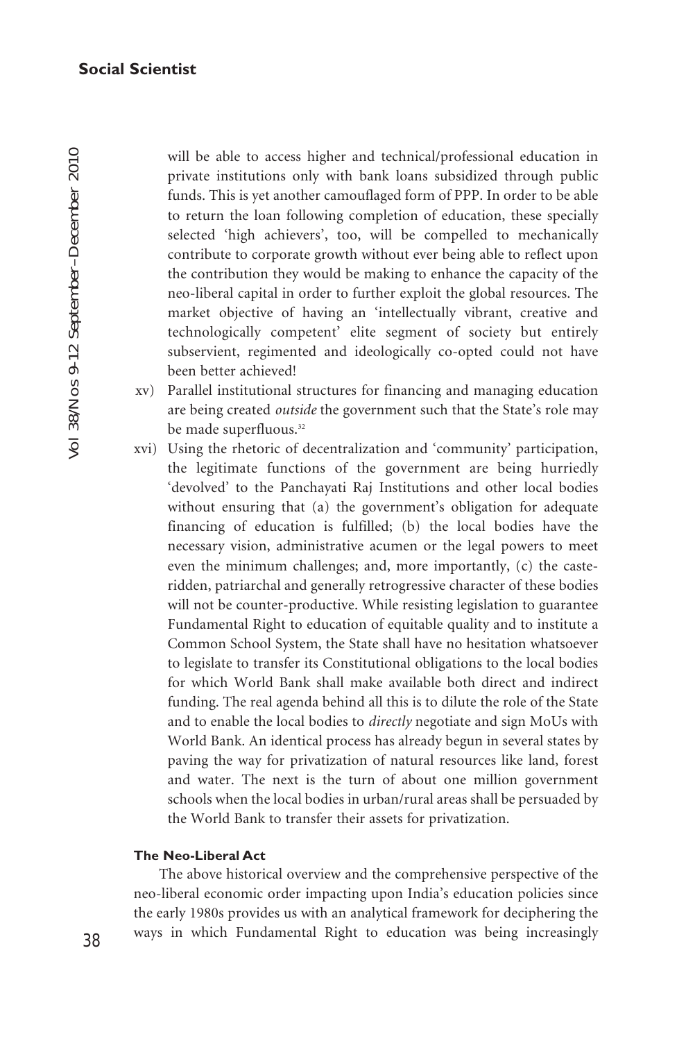will be able to access higher and technical/professional education in private institutions only with bank loans subsidized through public funds. This is yet another camouflaged form of PPP. In order to be able to return the loan following completion of education, these specially selected 'high achievers', too, will be compelled to mechanically contribute to corporate growth without ever being able to reflect upon the contribution they would be making to enhance the capacity of the neo-liberal capital in order to further exploit the global resources. The market objective of having an 'intellectually vibrant, creative and technologically competent' elite segment of society but entirely subservient, regimented and ideologically co-opted could not have been better achieved!

xv) Parallel institutional structures for financing and managing education are being created *outside* the government such that the State's role may be made superfluous.[32]

xvi) Using the rhetoric of decentralization and 'community' participation, the legitimate functions of the government are being hurriedly 'devolved' to the Panchayati Raj Institutions and other local bodies without ensuring that (a) the government's obligation for adequate financing of education is fulfilled; (b) the local bodies have the necessary vision, administrative acumen or the legal powers to meet even the minimum challenges; and, more importantly, (c) the caste-ridden, patriarchal and generally retrogressive character of these bodies will not be counter-productive. While resisting legislation to guarantee Fundamental Right to education of equitable quality and to institute a Common School System, the State shall have no hesitation whatsoever to legislate to transfer its Constitutional obligations to the local bodies for which World Bank shall make available both direct and indirect funding. The real agenda behind all this is to dilute the role of the State and to enable the local bodies to *directly* negotiate and sign MoUs with World Bank. An identical process has already begun in several states by paving the way for privatization of natural resources like land, forest and water. The next is the turn of about one million government schools when the local bodies in urban/rural areas shall be persuaded by the World Bank to transfer their assets for privatization.

#### The Neo-Liberal Act

The above historical overview and the comprehensive perspective of the neo-liberal economic order impacting upon India's education policies since the early 1980s provides us with an analytical framework for deciphering the ways in which Fundamental Right to education was being increasingly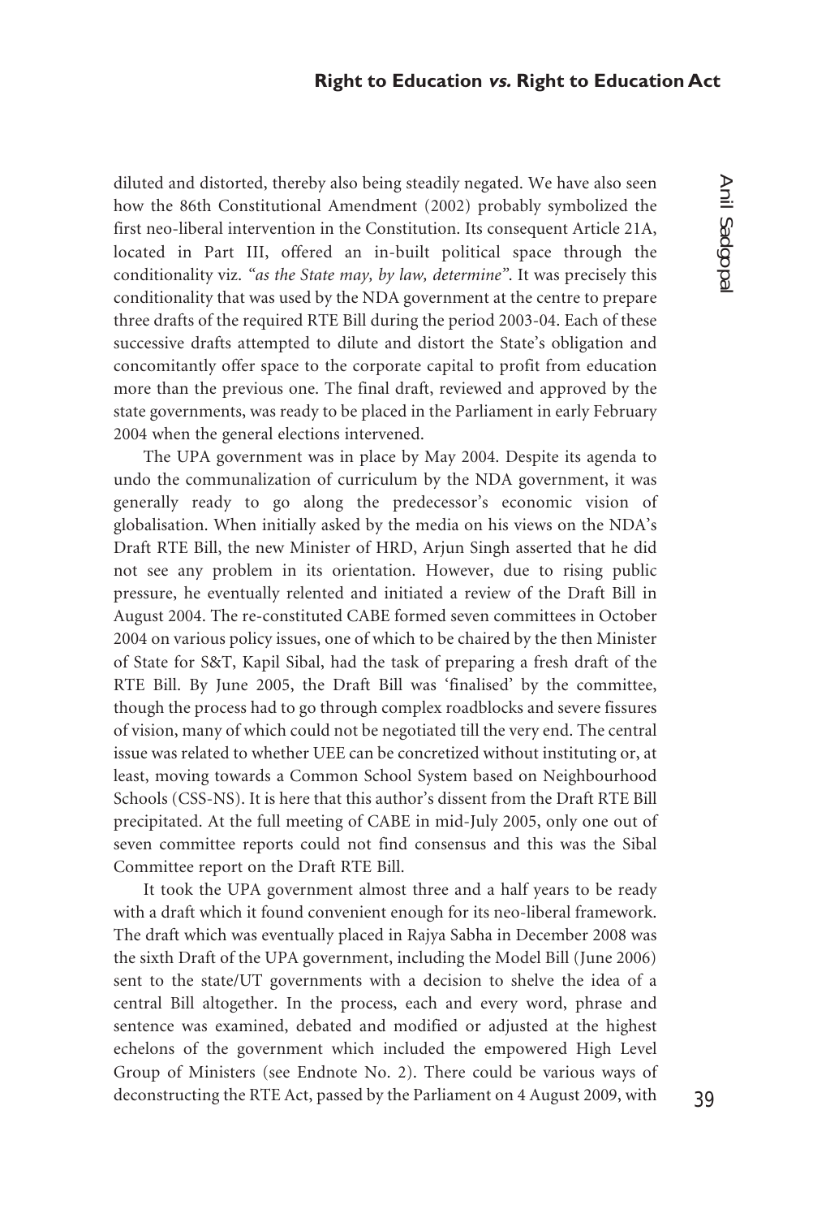diluted and distorted, thereby also being steadily negated. We have also seen how the 86th Constitutional Amendment (2002) probably symbolized the first neo-liberal intervention in the Constitution. Its consequent Article 21A, located in Part III, offered an in-built political space through the conditionality viz. *"as the State may, by law, determine"*. It was precisely this conditionality that was used by the NDA government at the centre to prepare three drafts of the required RTE Bill during the period 2003-04. Each of these successive drafts attempted to dilute and distort the State's obligation and concomitantly offer space to the corporate capital to profit from education more than the previous one. The final draft, reviewed and approved by the state governments, was ready to be placed in the Parliament in early February 2004 when the general elections intervened.

The UPA government was in place by May 2004. Despite its agenda to undo the communalization of curriculum by the NDA government, it was generally ready to go along the predecessor's economic vision of globalisation. When initially asked by the media on his views on the NDA's Draft RTE Bill, the new Minister of HRD, Arjun Singh asserted that he did not see any problem in its orientation. However, due to rising public pressure, he eventually relented and initiated a review of the Draft Bill in August 2004. The re-constituted CABE formed seven committees in October 2004 on various policy issues, one of which to be chaired by the then Minister of State for S&T, Kapil Sibal, had the task of preparing a fresh draft of the RTE Bill. By June 2005, the Draft Bill was 'finalised' by the committee, though the process had to go through complex roadblocks and severe fissures of vision, many of which could not be negotiated till the very end. The central issue was related to whether UEE can be concretized without instituting or, at least, moving towards a Common School System based on Neighbourhood Schools (CSS-NS). It is here that this author's dissent from the Draft RTE Bill precipitated. At the full meeting of CABE in mid-July 2005, only one out of seven committee reports could not find consensus and this was the Sibal Committee report on the Draft RTE Bill.

It took the UPA government almost three and a half years to be ready with a draft which it found convenient enough for its neo-liberal framework. The draft which was eventually placed in Rajya Sabha in December 2008 was the sixth Draft of the UPA government, including the Model Bill (June 2006) sent to the state/UT governments with a decision to shelve the idea of a central Bill altogether. In the process, each and every word, phrase and sentence was examined, debated and modified or adjusted at the highest echelons of the government which included the empowered High Level Group of Ministers (see Endnote No. 2). There could be various ways of deconstructing the RTE Act, passed by the Parliament on 4 August 2009, with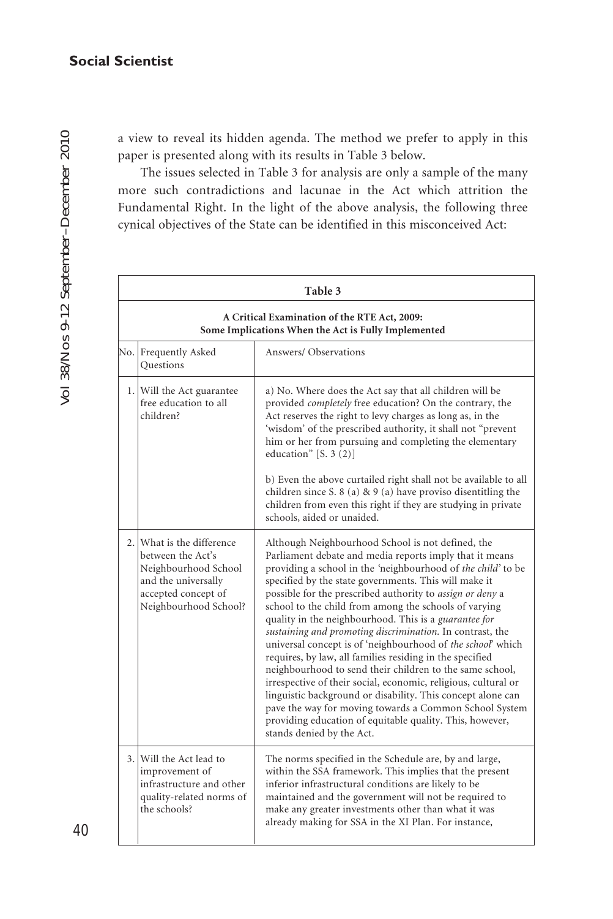a view to reveal its hidden agenda. The method we prefer to apply in this paper is presented along with its results in Table 3 below.

The issues selected in Table 3 for analysis are only a sample of the many more such contradictions and lacunae in the Act which attrition the Fundamental Right. In the light of the above analysis, the following three cynical objectives of the State can be identified in this misconceived Act:

**Table 3**

**A Critical Examination of the RTE Act, 2009: Some Implications When the Act is Fully Implemented**

| No. | Frequently Asked Questions | Answers/ Observations |
|---|---|---|
| 1. | Will the Act guarantee free education to all children? | a) No. Where does the Act say that all children will be provided *completely* free education? On the contrary, the Act reserves the right to levy charges as long as, in the 'wisdom' of the prescribed authority, it shall not "prevent him or her from pursuing and completing the elementary education" [S. 3 (2)]<br><br>b) Even the above curtailed right shall not be available to all children since S. 8 (a) & 9 (a) have proviso disentitling the children from even this right if they are studying in private schools, aided or unaided. |
| 2. | What is the difference between the Act's Neighbourhood School and the universally accepted concept of Neighbourhood School? | Although Neighbourhood School is not defined, the Parliament debate and media reports imply that it means providing a school in the 'neighbourhood of *the child*' to be specified by the state governments. This will make it possible for the prescribed authority to *assign or deny* a school to the child from among the schools of varying quality in the neighbourhood. This is a *guarantee for sustaining and promoting discrimination*. In contrast, the universal concept is of 'neighbourhood of *the school*' which requires, by law, all families residing in the specified neighbourhood to send their children to the same school, irrespective of their social, economic, religious, cultural or linguistic background or disability. This concept alone can pave the way for moving towards a Common School System providing education of equitable quality. This, however, stands denied by the Act. |
| 3. | Will the Act lead to improvement of infrastructure and other quality-related norms of the schools? | The norms specified in the Schedule are, by and large, within the SSA framework. This implies that the present inferior infrastructural conditions are likely to be maintained and the government will not be required to make any greater investments other than what it was already making for SSA in the XI Plan. For instance, |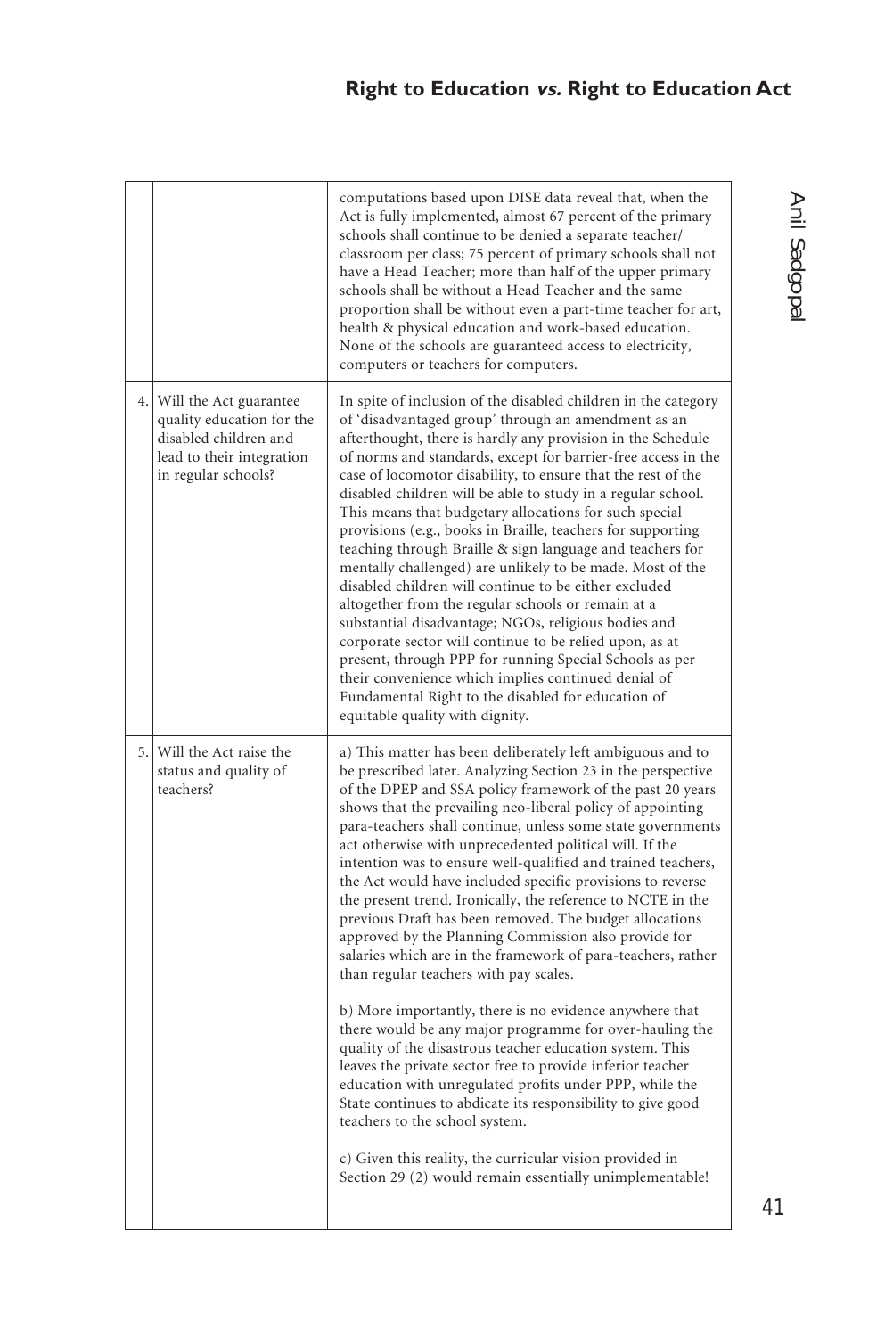| | | |
|---|---|---|
| | | computations based upon DISE data reveal that, when the Act is fully implemented, almost 67 percent of the primary schools shall continue to be denied a separate teacher/ classroom per class; 75 percent of primary schools shall not have a Head Teacher; more than half of the upper primary schools shall be without a Head Teacher and the same proportion shall be without even a part-time teacher for art, health & physical education and work-based education. None of the schools are guaranteed access to electricity, computers or teachers for computers. |
| 4. | Will the Act guarantee quality education for the disabled children and lead to their integration in regular schools? | In spite of inclusion of the disabled children in the category of 'disadvantaged group' through an amendment as an afterthought, there is hardly any provision in the Schedule of norms and standards, except for barrier-free access in the case of locomotor disability, to ensure that the rest of the disabled children will be able to study in a regular school. This means that budgetary allocations for such special provisions (e.g., books in Braille, teachers for supporting teaching through Braille & sign language and teachers for mentally challenged) are unlikely to be made. Most of the disabled children will continue to be either excluded altogether from the regular schools or remain at a substantial disadvantage; NGOs, religious bodies and corporate sector will continue to be relied upon, as at present, through PPP for running Special Schools as per their convenience which implies continued denial of Fundamental Right to the disabled for education of equitable quality with dignity. |
| 5. | Will the Act raise the status and quality of teachers? | a) This matter has been deliberately left ambiguous and to be prescribed later. Analyzing Section 23 in the perspective of the DPEP and SSA policy framework of the past 20 years shows that the prevailing neo-liberal policy of appointing para-teachers shall continue, unless some state governments act otherwise with unprecedented political will. If the intention was to ensure well-qualified and trained teachers, the Act would have included specific provisions to reverse the present trend. Ironically, the reference to NCTE in the previous Draft has been removed. The budget allocations approved by the Planning Commission also provide for salaries which are in the framework of para-teachers, rather than regular teachers with pay scales.<br><br>b) More importantly, there is no evidence anywhere that there would be any major programme for over-hauling the quality of the disastrous teacher education system. This leaves the private sector free to provide inferior teacher education with unregulated profits under PPP, while the State continues to abdicate its responsibility to give good teachers to the school system.<br><br>c) Given this reality, the curricular vision provided in Section 29 (2) would remain essentially unimplementable! |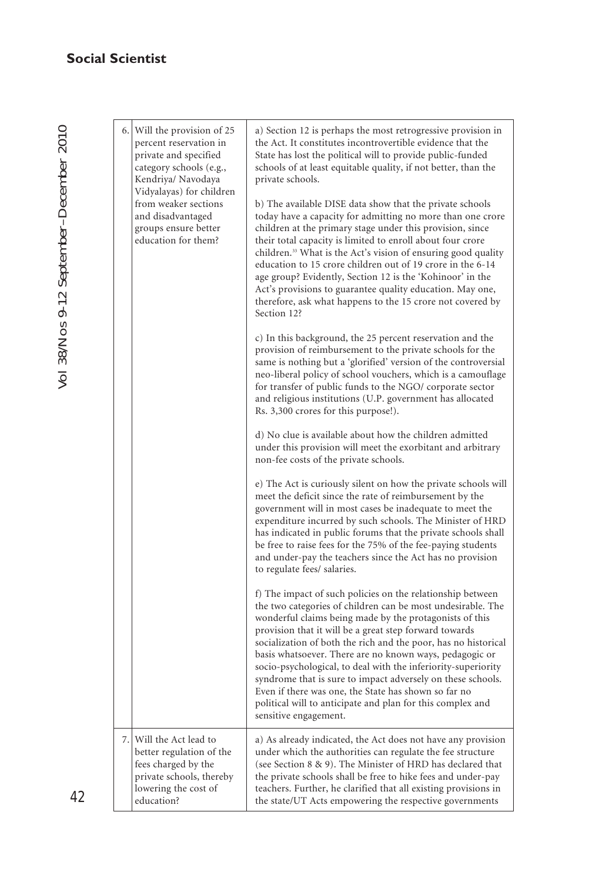| | | |
|---|---|---|
| 6. | Will the provision of 25 percent reservation in private and specified category schools (e.g., Kendriya/ Navodaya Vidyalayas) for children from weaker sections and disadvantaged groups ensure better education for them? | a) Section 12 is perhaps the most retrogressive provision in the Act. It constitutes incontrovertible evidence that the State has lost the political will to provide public-funded schools of at least equitable quality, if not better, than the private schools.<br><br>b) The available DISE data show that the private schools today have a capacity for admitting no more than one crore children at the primary stage under this provision, since their total capacity is limited to enroll about four crore children.[33] What is the Act's vision of ensuring good quality education to 15 crore children out of 19 crore in the 6-14 age group? Evidently, Section 12 is the 'Kohinoor' in the Act's provisions to guarantee quality education. May one, therefore, ask what happens to the 15 crore not covered by Section 12?<br><br>c) In this background, the 25 percent reservation and the provision of reimbursement to the private schools for the same is nothing but a 'glorified' version of the controversial neo-liberal policy of school vouchers, which is a camouflage for transfer of public funds to the NGO/ corporate sector and religious institutions (U.P. government has allocated Rs. 3,300 crores for this purpose!).<br><br>d) No clue is available about how the children admitted under this provision will meet the exorbitant and arbitrary non-fee costs of the private schools.<br><br>e) The Act is curiously silent on how the private schools will meet the deficit since the rate of reimbursement by the government will in most cases be inadequate to meet the expenditure incurred by such schools. The Minister of HRD has indicated in public forums that the private schools shall be free to raise fees for the 75% of the fee-paying students and under-pay the teachers since the Act has no provision to regulate fees/ salaries.<br><br>f) The impact of such policies on the relationship between the two categories of children can be most undesirable. The wonderful claims being made by the protagonists of this provision that it will be a great step forward towards socialization of both the rich and the poor, has no historical basis whatsoever. There are no known ways, pedagogic or socio-psychological, to deal with the inferiority-superiority syndrome that is sure to impact adversely on these schools. Even if there was one, the State has shown so far no political will to anticipate and plan for this complex and sensitive engagement. |
| 7. | Will the Act lead to better regulation of the fees charged by the private schools, thereby lowering the cost of education? | a) As already indicated, the Act does not have any provision under which the authorities can regulate the fee structure (see Section 8 & 9). The Minister of HRD has declared that the private schools shall be free to hike fees and under-pay teachers. Further, he clarified that all existing provisions in the state/UT Acts empowering the respective governments |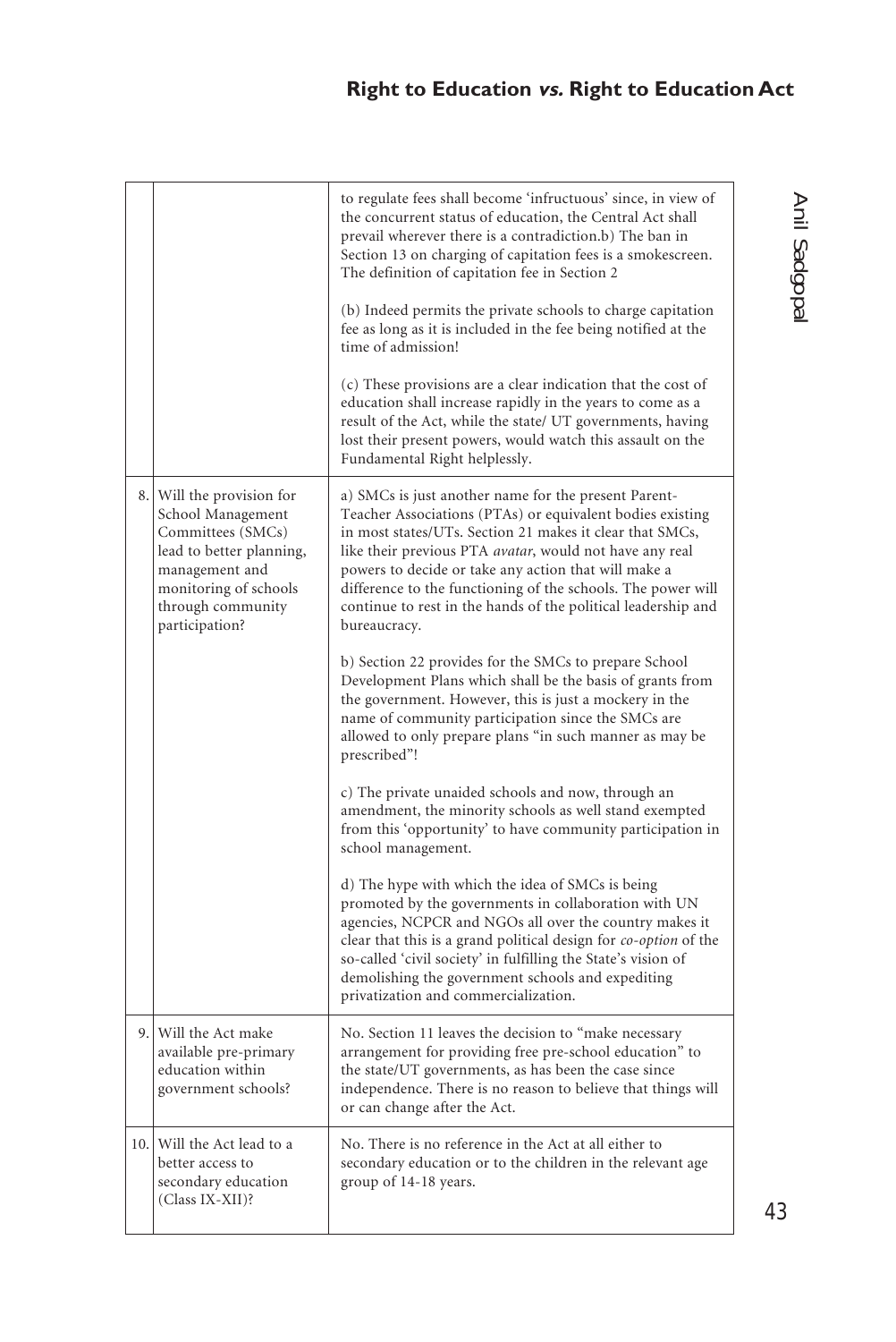| | | |
|---|---|---|
| | | to regulate fees shall become 'infructuous' since, in view of the concurrent status of education, the Central Act shall prevail wherever there is a contradiction.b) The ban in Section 13 on charging of capitation fees is a smokescreen. The definition of capitation fee in Section 2<br><br>(b) Indeed permits the private schools to charge capitation fee as long as it is included in the fee being notified at the time of admission!<br><br>(c) These provisions are a clear indication that the cost of education shall increase rapidly in the years to come as a result of the Act, while the state/ UT governments, having lost their present powers, would watch this assault on the Fundamental Right helplessly. |
| 8. | Will the provision for School Management Committees (SMCs) lead to better planning, management and monitoring of schools through community participation? | a) SMCs is just another name for the present Parent-Teacher Associations (PTAs) or equivalent bodies existing in most states/UTs. Section 21 makes it clear that SMCs, like their previous PTA *avatar*, would not have any real powers to decide or take any action that will make a difference to the functioning of the schools. The power will continue to rest in the hands of the political leadership and bureaucracy.<br><br>b) Section 22 provides for the SMCs to prepare School Development Plans which shall be the basis of grants from the government. However, this is just a mockery in the name of community participation since the SMCs are allowed to only prepare plans "in such manner as may be prescribed"!<br><br>c) The private unaided schools and now, through an amendment, the minority schools as well stand exempted from this 'opportunity' to have community participation in school management.<br><br>d) The hype with which the idea of SMCs is being promoted by the governments in collaboration with UN agencies, NCPCR and NGOs all over the country makes it clear that this is a grand political design for *co-option* of the so-called 'civil society' in fulfilling the State's vision of demolishing the government schools and expediting privatization and commercialization. |
| 9. | Will the Act make available pre-primary education within government schools? | No. Section 11 leaves the decision to "make necessary arrangement for providing free pre-school education" to the state/UT governments, as has been the case since independence. There is no reason to believe that things will or can change after the Act. |
| 10. | Will the Act lead to a better access to secondary education (Class IX-XII)? | No. There is no reference in the Act at all either to secondary education or to the children in the relevant age group of 14-18 years. |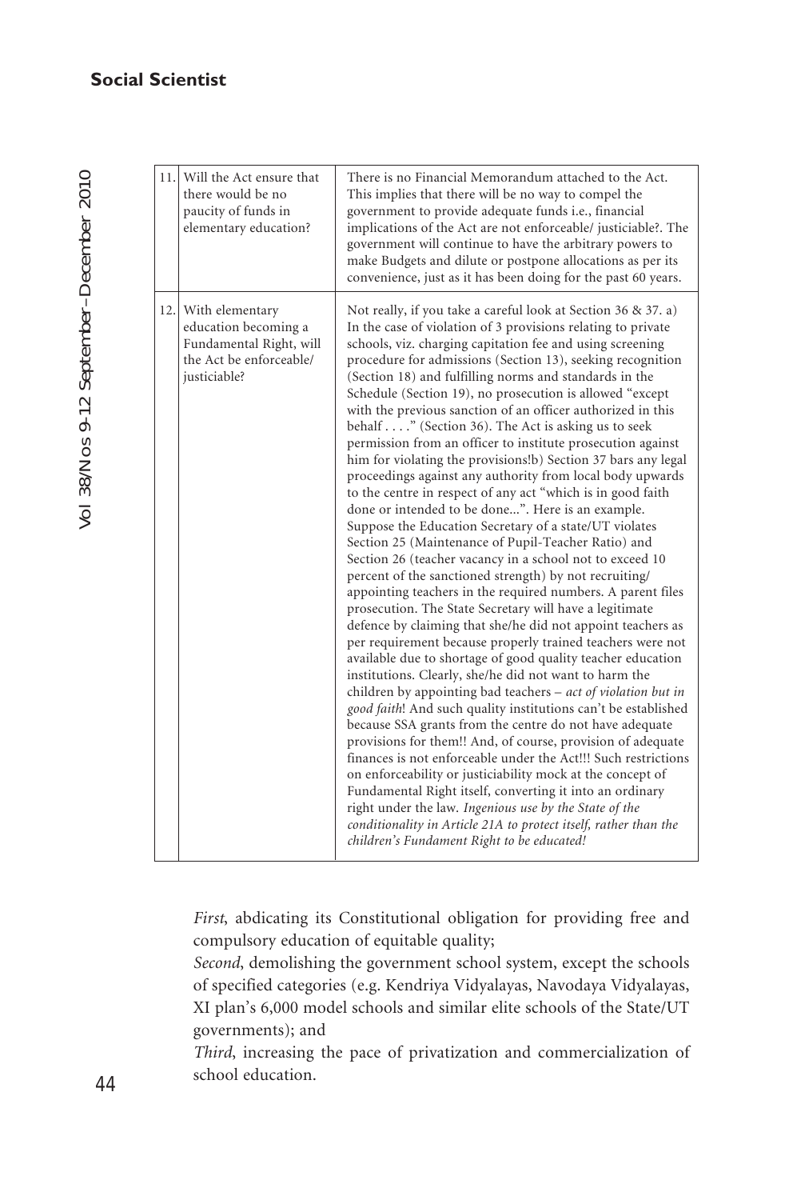| | | |
|---|---|---|
| 11. | Will the Act ensure that there would be no paucity of funds in elementary education? | There is no Financial Memorandum attached to the Act. This implies that there will be no way to compel the government to provide adequate funds i.e., financial implications of the Act are not enforceable/ justiciable?. The government will continue to have the arbitrary powers to make Budgets and dilute or postpone allocations as per its convenience, just as it has been doing for the past 60 years. |
| 12. | With elementary education becoming a Fundamental Right, will the Act be enforceable/ justiciable? | Not really, if you take a careful look at Section 36 & 37. a) In the case of violation of 3 provisions relating to private schools, viz. charging capitation fee and using screening procedure for admissions (Section 13), seeking recognition (Section 18) and fulfilling norms and standards in the Schedule (Section 19), no prosecution is allowed "except with the previous sanction of an officer authorized in this behalf . . . ." (Section 36). The Act is asking us to seek permission from an officer to institute prosecution against him for violating the provisions!b) Section 37 bars any legal proceedings against any authority from local body upwards to the centre in respect of any act "which is in good faith done or intended to be done...". Here is an example. Suppose the Education Secretary of a state/UT violates Section 25 (Maintenance of Pupil-Teacher Ratio) and Section 26 (teacher vacancy in a school not to exceed 10 percent of the sanctioned strength) by not recruiting/ appointing teachers in the required numbers. A parent files prosecution. The State Secretary will have a legitimate defence by claiming that she/he did not appoint teachers as per requirement because properly trained teachers were not available due to shortage of good quality teacher education institutions. Clearly, she/he did not want to harm the children by appointing bad teachers – *act of violation but in good faith*! And such quality institutions can't be established because SSA grants from the centre do not have adequate provisions for them!! And, of course, provision of adequate finances is not enforceable under the Act!!! Such restrictions on enforceability or justiciability mock at the concept of Fundamental Right itself, converting it into an ordinary right under the law. *Ingenious use by the State of the conditionality in Article 21A to protect itself, rather than the children's Fundament Right to be educated!* |

*First*, abdicating its Constitutional obligation for providing free and compulsory education of equitable quality;

*Second*, demolishing the government school system, except the schools of specified categories (e.g. Kendriya Vidyalayas, Navodaya Vidyalayas, XI plan's 6,000 model schools and similar elite schools of the State/UT governments); and

*Third*, increasing the pace of privatization and commercialization of school education.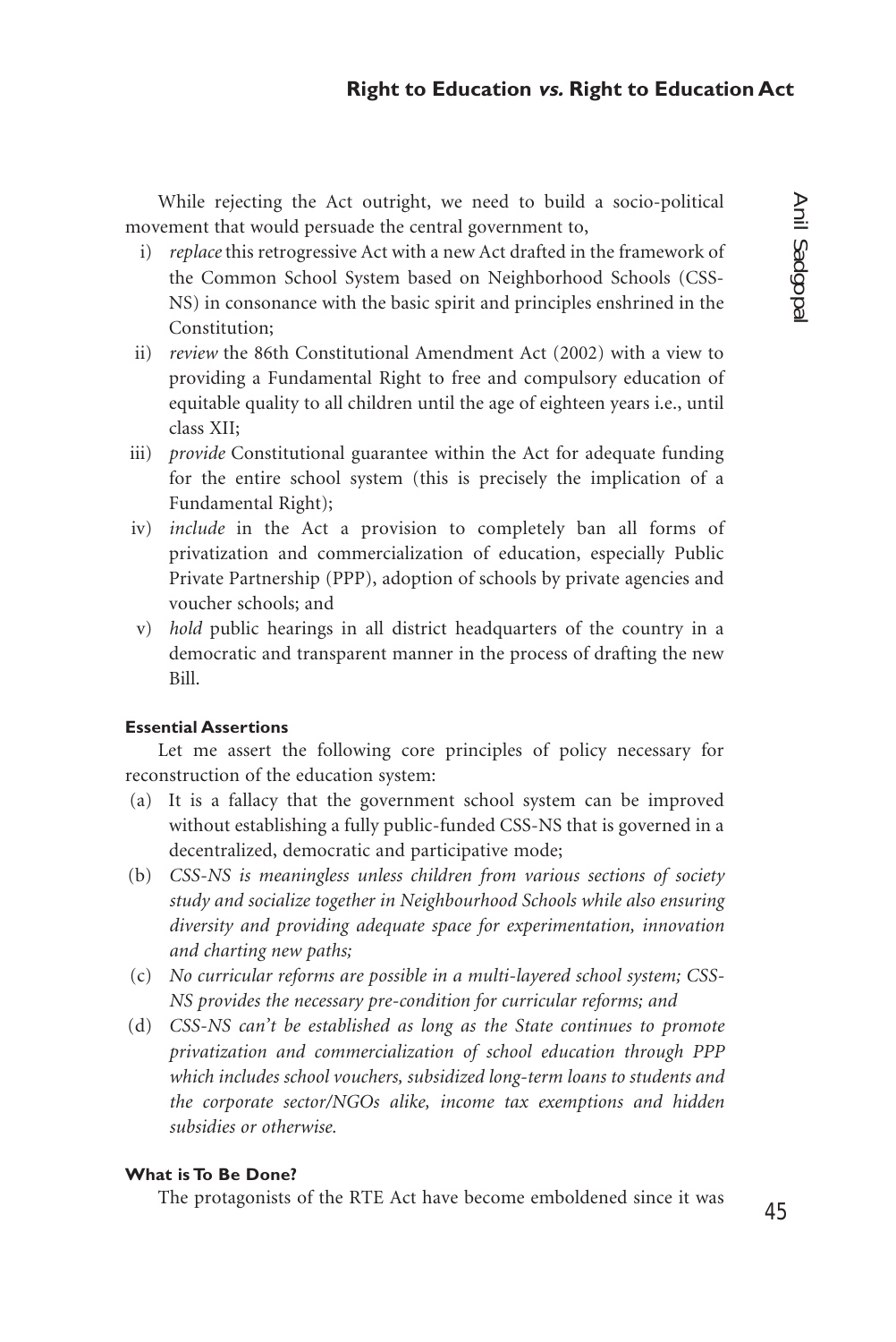While rejecting the Act outright, we need to build a socio-political movement that would persuade the central government to,

i) *replace* this retrogressive Act with a new Act drafted in the framework of the Common School System based on Neighborhood Schools (CSS-NS) in consonance with the basic spirit and principles enshrined in the Constitution;
ii) *review* the 86th Constitutional Amendment Act (2002) with a view to providing a Fundamental Right to free and compulsory education of equitable quality to all children until the age of eighteen years i.e., until class XII;
iii) *provide* Constitutional guarantee within the Act for adequate funding for the entire school system (this is precisely the implication of a Fundamental Right);
iv) *include* in the Act a provision to completely ban all forms of privatization and commercialization of education, especially Public Private Partnership (PPP), adoption of schools by private agencies and voucher schools; and
v) *hold* public hearings in all district headquarters of the country in a democratic and transparent manner in the process of drafting the new Bill.

#### Essential Assertions

Let me assert the following core principles of policy necessary for reconstruction of the education system:

(a) It is a fallacy that the government school system can be improved without establishing a fully public-funded CSS-NS that is governed in a decentralized, democratic and participative mode;
(b) *CSS-NS is meaningless unless children from various sections of society study and socialize together in Neighbourhood Schools while also ensuring diversity and providing adequate space for experimentation, innovation and charting new paths;*
(c) *No curricular reforms are possible in a multi-layered school system; CSS-NS provides the necessary pre-condition for curricular reforms; and*
(d) *CSS-NS can't be established as long as the State continues to promote privatization and commercialization of school education through PPP which includes school vouchers, subsidized long-term loans to students and the corporate sector/NGOs alike, income tax exemptions and hidden subsidies or otherwise.*

#### What is To Be Done?

The protagonists of the RTE Act have become emboldened since it was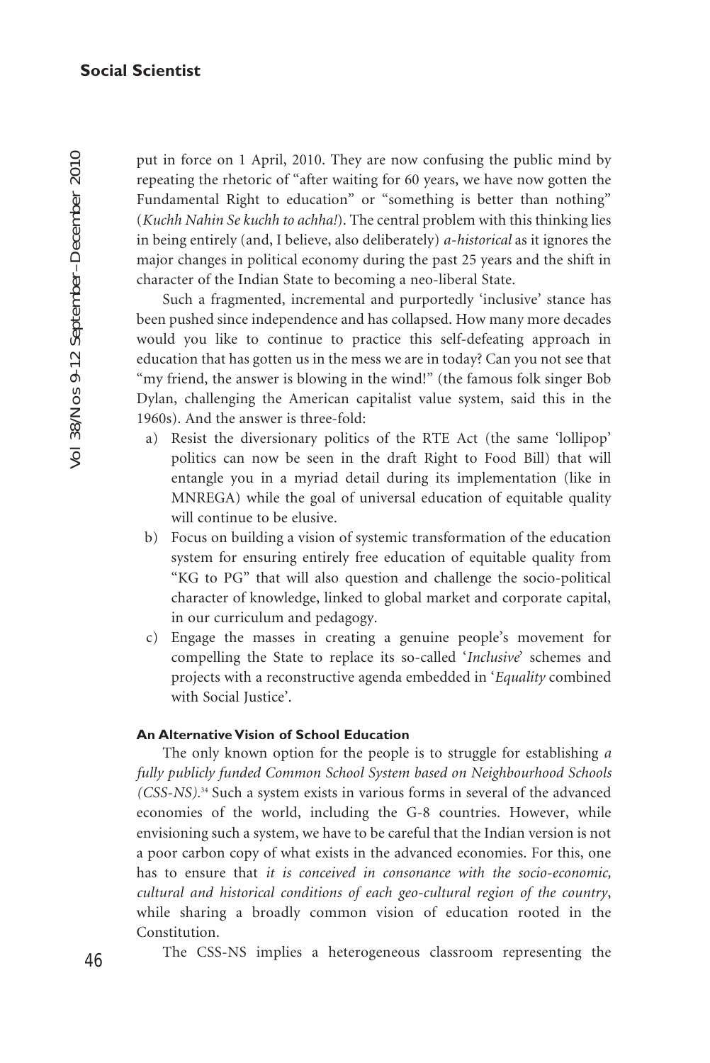put in force on 1 April, 2010. They are now confusing the public mind by repeating the rhetoric of "after waiting for 60 years, we have now gotten the Fundamental Right to education" or "something is better than nothing" (*Kuchh Nahin Se kuchh to achha!*). The central problem with this thinking lies in being entirely (and, I believe, also deliberately) *a-historical* as it ignores the major changes in political economy during the past 25 years and the shift in character of the Indian State to becoming a neo-liberal State.

Such a fragmented, incremental and purportedly 'inclusive' stance has been pushed since independence and has collapsed. How many more decades would you like to continue to practice this self-defeating approach in education that has gotten us in the mess we are in today? Can you not see that "my friend, the answer is blowing in the wind!" (the famous folk singer Bob Dylan, challenging the American capitalist value system, said this in the 1960s). And the answer is three-fold:

a) Resist the diversionary politics of the RTE Act (the same 'lollipop' politics can now be seen in the draft Right to Food Bill) that will entangle you in a myriad detail during its implementation (like in MNREGA) while the goal of universal education of equitable quality will continue to be elusive.
b) Focus on building a vision of systemic transformation of the education system for ensuring entirely free education of equitable quality from "KG to PG" that will also question and challenge the socio-political character of knowledge, linked to global market and corporate capital, in our curriculum and pedagogy.
c) Engage the masses in creating a genuine people's movement for compelling the State to replace its so-called '*Inclusive*' schemes and projects with a reconstructive agenda embedded in '*Equality* combined with Social Justice'.

#### An Alternative Vision of School Education

The only known option for the people is to struggle for establishing *a fully publicly funded Common School System based on Neighbourhood Schools (CSS-NS)*.[34] Such a system exists in various forms in several of the advanced economies of the world, including the G-8 countries. However, while envisioning such a system, we have to be careful that the Indian version is not a poor carbon copy of what exists in the advanced economies. For this, one has to ensure that *it is conceived in consonance with the socio-economic, cultural and historical conditions of each geo-cultural region of the country*, while sharing a broadly common vision of education rooted in the Constitution.

The CSS-NS implies a heterogeneous classroom representing the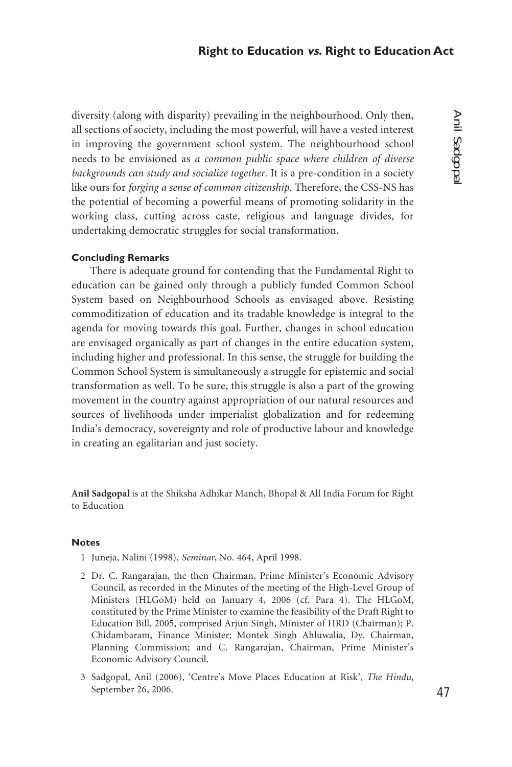diversity (along with disparity) prevailing in the neighbourhood. Only then, all sections of society, including the most powerful, will have a vested interest in improving the government school system. The neighbourhood school needs to be envisioned as *a common public space where children of diverse backgrounds can study and socialize together*. It is a pre-condition in a society like ours for *forging a sense of common citizenship*. Therefore, the CSS-NS has the potential of becoming a powerful means of promoting solidarity in the working class, cutting across caste, religious and language divides, for undertaking democratic struggles for social transformation.

#### Concluding Remarks

There is adequate ground for contending that the Fundamental Right to education can be gained only through a publicly funded Common School System based on Neighbourhood Schools as envisaged above. Resisting commoditization of education and its tradable knowledge is integral to the agenda for moving towards this goal. Further, changes in school education are envisaged organically as part of changes in the entire education system, including higher and professional. In this sense, the struggle for building the Common School System is simultaneously a struggle for epistemic and social transformation as well. To be sure, this struggle is also a part of the growing movement in the country against appropriation of our natural resources and sources of livelihoods under imperialist globalization and for redeeming India's democracy, sovereignty and role of productive labour and knowledge in creating an egalitarian and just society.

**Anil Sadgopal** is at the Shiksha Adhikar Manch, Bhopal & All India Forum for Right to Education

#### Notes

1 Juneja, Nalini (1998), *Seminar*, No. 464, April 1998.

2 Dr. C. Rangarajan, the then Chairman, Prime Minister's Economic Advisory Council, as recorded in the Minutes of the meeting of the High-Level Group of Ministers (HLGoM) held on January 4, 2006 (cf. Para 4). The HLGoM, constituted by the Prime Minister to examine the feasibility of the Draft Right to Education Bill, 2005, comprised Arjun Singh, Minister of HRD (Chairman); P. Chidambaram, Finance Minister; Montek Singh Ahluwalia, Dy. Chairman, Planning Commission; and C. Rangarajan, Chairman, Prime Minister's Economic Advisory Council.

3 Sadgopal, Anil (2006), 'Centre's Move Places Education at Risk', *The Hindu*, September 26, 2006.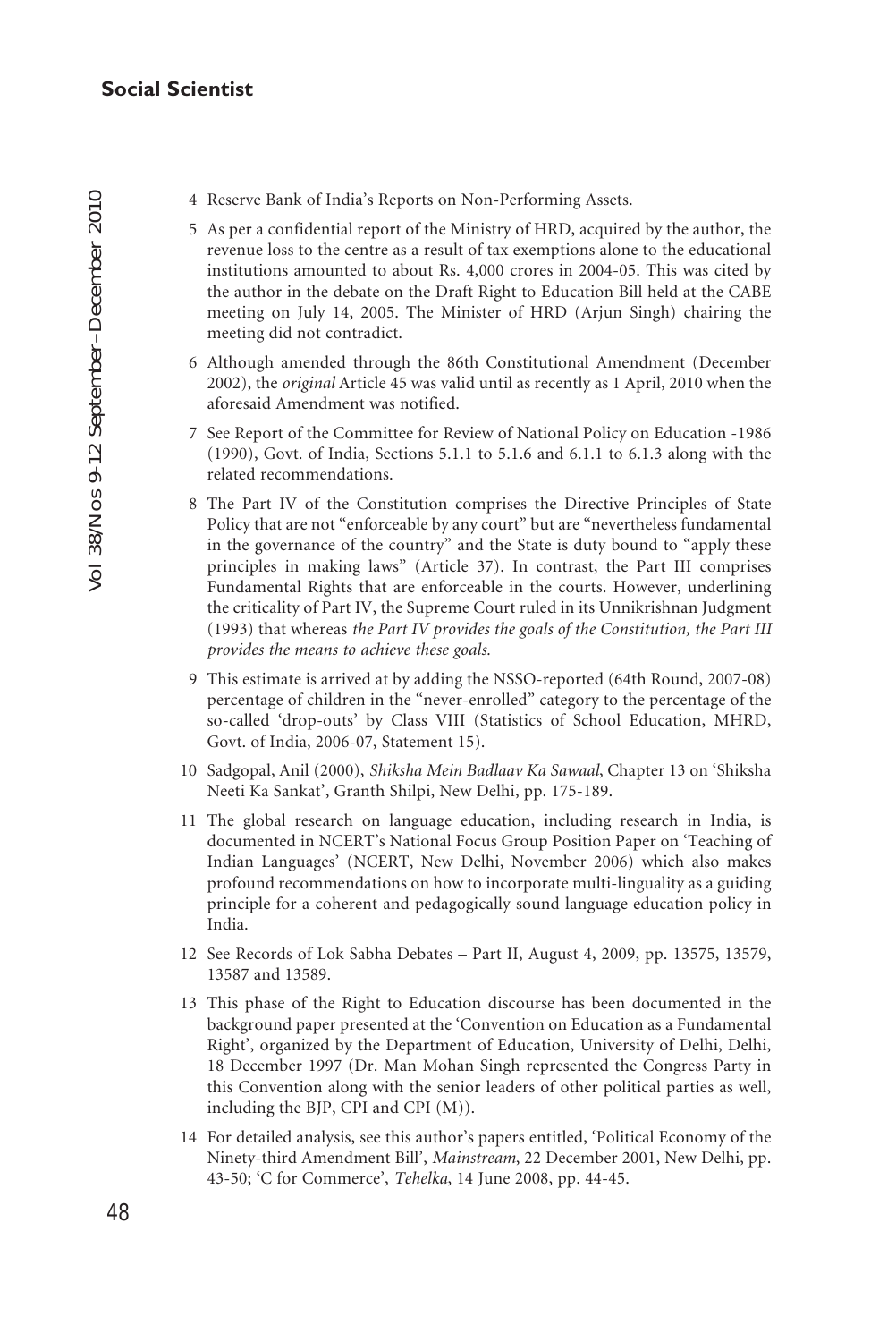4 Reserve Bank of India's Reports on Non-Performing Assets.

5 As per a confidential report of the Ministry of HRD, acquired by the author, the revenue loss to the centre as a result of tax exemptions alone to the educational institutions amounted to about Rs. 4,000 crores in 2004-05. This was cited by the author in the debate on the Draft Right to Education Bill held at the CABE meeting on July 14, 2005. The Minister of HRD (Arjun Singh) chairing the meeting did not contradict.

6 Although amended through the 86th Constitutional Amendment (December 2002), the *original* Article 45 was valid until as recently as 1 April, 2010 when the aforesaid Amendment was notified.

7 See Report of the Committee for Review of National Policy on Education -1986 (1990), Govt. of India, Sections 5.1.1 to 5.1.6 and 6.1.1 to 6.1.3 along with the related recommendations.

8 The Part IV of the Constitution comprises the Directive Principles of State Policy that are not "enforceable by any court" but are "nevertheless fundamental in the governance of the country" and the State is duty bound to "apply these principles in making laws" (Article 37). In contrast, the Part III comprises Fundamental Rights that are enforceable in the courts. However, underlining the criticality of Part IV, the Supreme Court ruled in its Unnikrishnan Judgment (1993) that whereas *the Part IV provides the goals of the Constitution, the Part III provides the means to achieve these goals.*

9 This estimate is arrived at by adding the NSSO-reported (64th Round, 2007-08) percentage of children in the "never-enrolled" category to the percentage of the so-called 'drop-outs' by Class VIII (Statistics of School Education, MHRD, Govt. of India, 2006-07, Statement 15).

10 Sadgopal, Anil (2000), *Shiksha Mein Badlaav Ka Sawaal*, Chapter 13 on 'Shiksha Neeti Ka Sankat', Granth Shilpi, New Delhi, pp. 175-189.

11 The global research on language education, including research in India, is documented in NCERT's National Focus Group Position Paper on 'Teaching of Indian Languages' (NCERT, New Delhi, November 2006) which also makes profound recommendations on how to incorporate multi-linguality as a guiding principle for a coherent and pedagogically sound language education policy in India.

12 See Records of Lok Sabha Debates – Part II, August 4, 2009, pp. 13575, 13579, 13587 and 13589.

13 This phase of the Right to Education discourse has been documented in the background paper presented at the 'Convention on Education as a Fundamental Right', organized by the Department of Education, University of Delhi, Delhi, 18 December 1997 (Dr. Man Mohan Singh represented the Congress Party in this Convention along with the senior leaders of other political parties as well, including the BJP, CPI and CPI (M)).

14 For detailed analysis, see this author's papers entitled, 'Political Economy of the Ninety-third Amendment Bill', *Mainstream*, 22 December 2001, New Delhi, pp. 43-50; 'C for Commerce', *Tehelka*, 14 June 2008, pp. 44-45.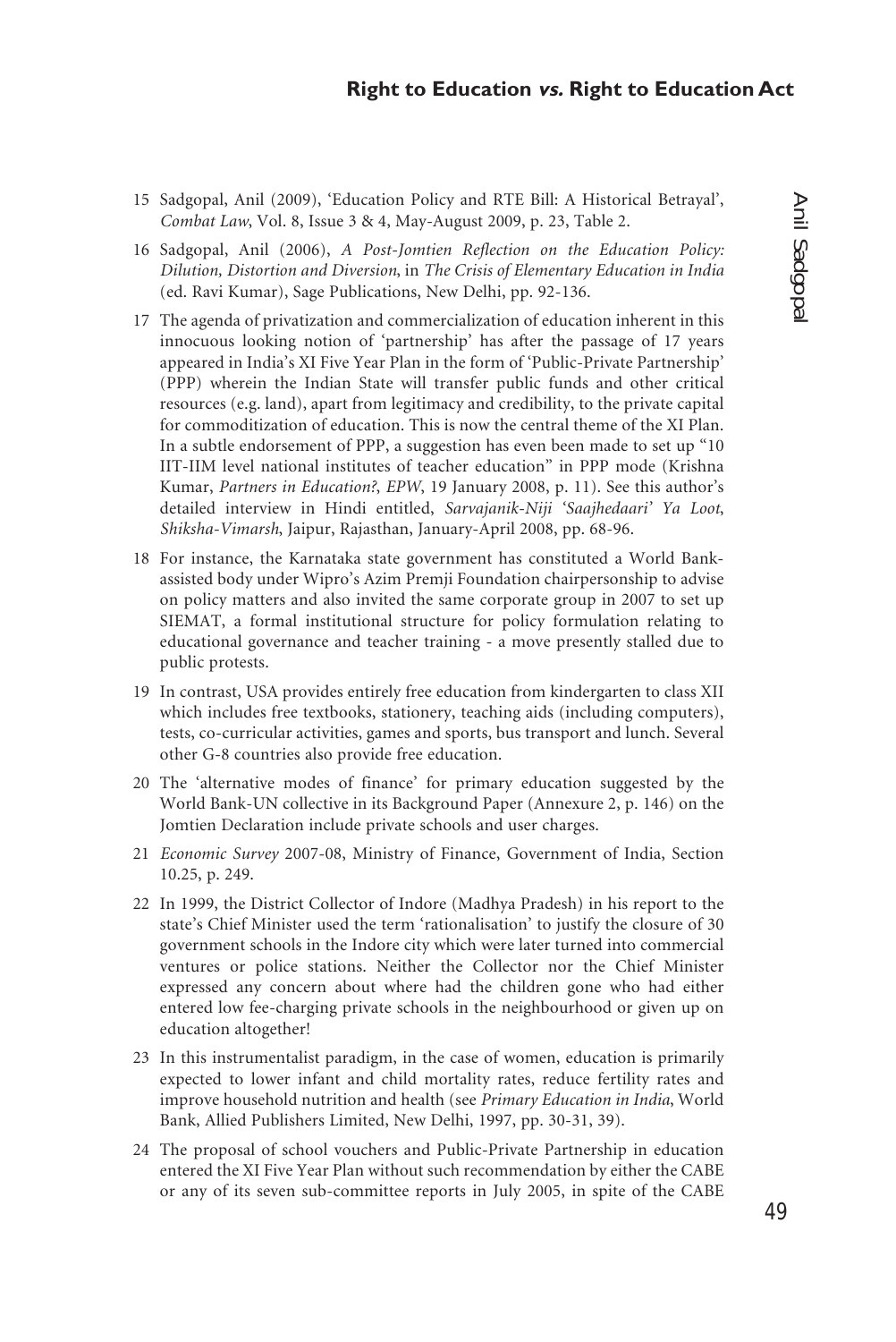15 Sadgopal, Anil (2009), 'Education Policy and RTE Bill: A Historical Betrayal', *Combat Law*, Vol. 8, Issue 3 & 4, May-August 2009, p. 23, Table 2.

16 Sadgopal, Anil (2006), *A Post-Jomtien Reflection on the Education Policy: Dilution, Distortion and Diversion*, in *The Crisis of Elementary Education in India* (ed. Ravi Kumar), Sage Publications, New Delhi, pp. 92-136.

17 The agenda of privatization and commercialization of education inherent in this innocuous looking notion of 'partnership' has after the passage of 17 years appeared in India's XI Five Year Plan in the form of 'Public-Private Partnership' (PPP) wherein the Indian State will transfer public funds and other critical resources (e.g. land), apart from legitimacy and credibility, to the private capital for commoditization of education. This is now the central theme of the XI Plan. In a subtle endorsement of PPP, a suggestion has even been made to set up "10 IIT-IIM level national institutes of teacher education" in PPP mode (Krishna Kumar, *Partners in Education?*, *EPW*, 19 January 2008, p. 11). See this author's detailed interview in Hindi entitled, *Sarvajanik-Niji 'Saajhedaari' Ya Loot*, *Shiksha-Vimarsh*, Jaipur, Rajasthan, January-April 2008, pp. 68-96.

18 For instance, the Karnataka state government has constituted a World Bank-assisted body under Wipro's Azim Premji Foundation chairpersonship to advise on policy matters and also invited the same corporate group in 2007 to set up SIEMAT, a formal institutional structure for policy formulation relating to educational governance and teacher training - a move presently stalled due to public protests.

19 In contrast, USA provides entirely free education from kindergarten to class XII which includes free textbooks, stationery, teaching aids (including computers), tests, co-curricular activities, games and sports, bus transport and lunch. Several other G-8 countries also provide free education.

20 The 'alternative modes of finance' for primary education suggested by the World Bank-UN collective in its Background Paper (Annexure 2, p. 146) on the Jomtien Declaration include private schools and user charges.

21 *Economic Survey* 2007-08, Ministry of Finance, Government of India, Section 10.25, p. 249.

22 In 1999, the District Collector of Indore (Madhya Pradesh) in his report to the state's Chief Minister used the term 'rationalisation' to justify the closure of 30 government schools in the Indore city which were later turned into commercial ventures or police stations. Neither the Collector nor the Chief Minister expressed any concern about where had the children gone who had either entered low fee-charging private schools in the neighbourhood or given up on education altogether!

23 In this instrumentalist paradigm, in the case of women, education is primarily expected to lower infant and child mortality rates, reduce fertility rates and improve household nutrition and health (see *Primary Education in India*, World Bank, Allied Publishers Limited, New Delhi, 1997, pp. 30-31, 39).

24 The proposal of school vouchers and Public-Private Partnership in education entered the XI Five Year Plan without such recommendation by either the CABE or any of its seven sub-committee reports in July 2005, in spite of the CABE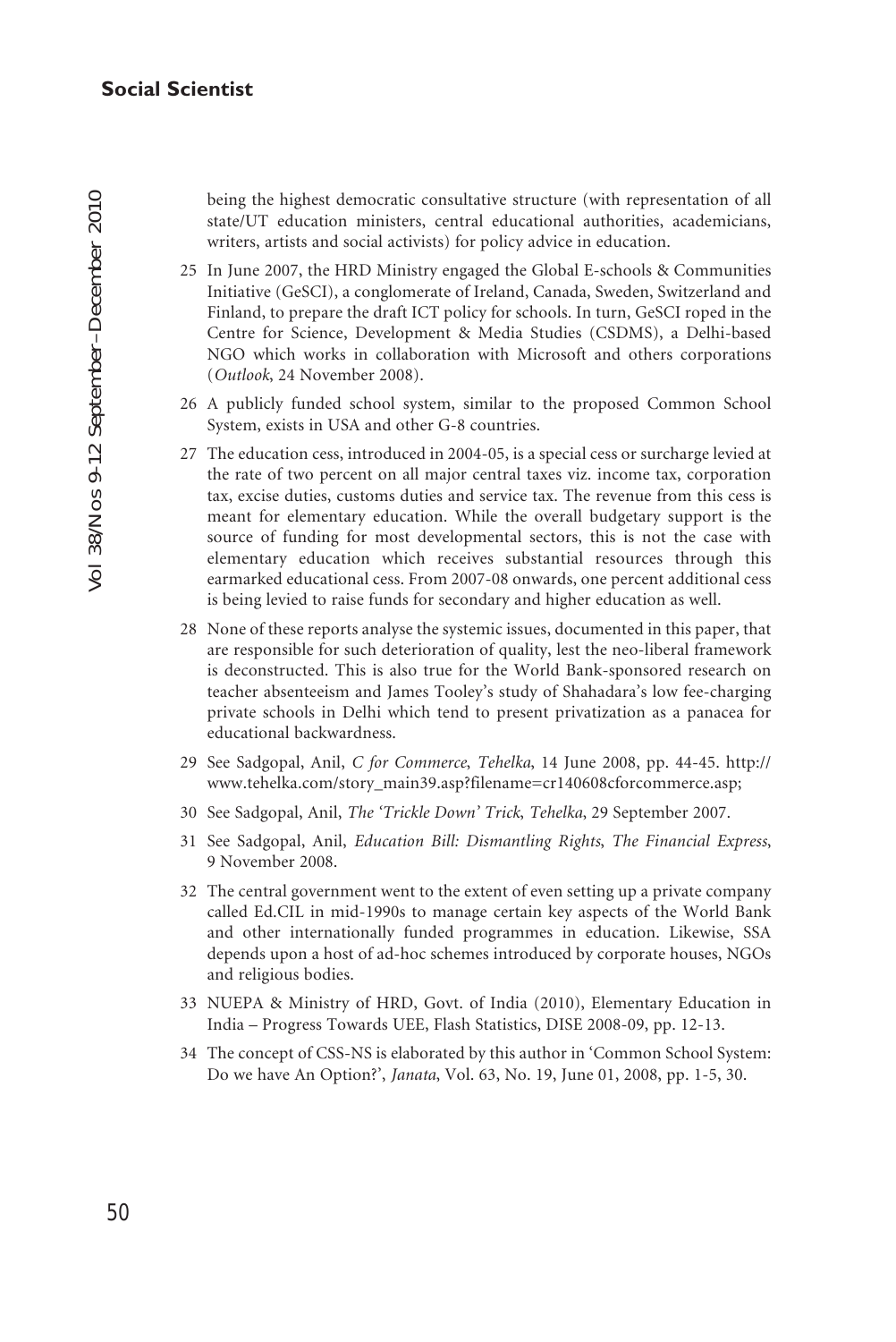being the highest democratic consultative structure (with representation of all state/UT education ministers, central educational authorities, academicians, writers, artists and social activists) for policy advice in education.

25 In June 2007, the HRD Ministry engaged the Global E-schools & Communities Initiative (GeSCI), a conglomerate of Ireland, Canada, Sweden, Switzerland and Finland, to prepare the draft ICT policy for schools. In turn, GeSCI roped in the Centre for Science, Development & Media Studies (CSDMS), a Delhi-based NGO which works in collaboration with Microsoft and others corporations (*Outlook*, 24 November 2008).

26 A publicly funded school system, similar to the proposed Common School System, exists in USA and other G-8 countries.

27 The education cess, introduced in 2004-05, is a special cess or surcharge levied at the rate of two percent on all major central taxes viz. income tax, corporation tax, excise duties, customs duties and service tax. The revenue from this cess is meant for elementary education. While the overall budgetary support is the source of funding for most developmental sectors, this is not the case with elementary education which receives substantial resources through this earmarked educational cess. From 2007-08 onwards, one percent additional cess is being levied to raise funds for secondary and higher education as well.

28 None of these reports analyse the systemic issues, documented in this paper, that are responsible for such deterioration of quality, lest the neo-liberal framework is deconstructed. This is also true for the World Bank-sponsored research on teacher absenteeism and James Tooley's study of Shahadara's low fee-charging private schools in Delhi which tend to present privatization as a panacea for educational backwardness.

29 See Sadgopal, Anil, *C for Commerce*, *Tehelka*, 14 June 2008, pp. 44-45. http://www.tehelka.com/story_main39.asp?filename=cr140608cforcommerce.asp;

30 See Sadgopal, Anil, *The 'Trickle Down' Trick*, *Tehelka*, 29 September 2007.

31 See Sadgopal, Anil, *Education Bill: Dismantling Rights*, *The Financial Express*, 9 November 2008.

32 The central government went to the extent of even setting up a private company called Ed.CIL in mid-1990s to manage certain key aspects of the World Bank and other internationally funded programmes in education. Likewise, SSA depends upon a host of ad-hoc schemes introduced by corporate houses, NGOs and religious bodies.

33 NUEPA & Ministry of HRD, Govt. of India (2010), Elementary Education in India – Progress Towards UEE, Flash Statistics, DISE 2008-09, pp. 12-13.

34 The concept of CSS-NS is elaborated by this author in 'Common School System: Do we have An Option?', *Janata*, Vol. 63, No. 19, June 01, 2008, pp. 1-5, 30.